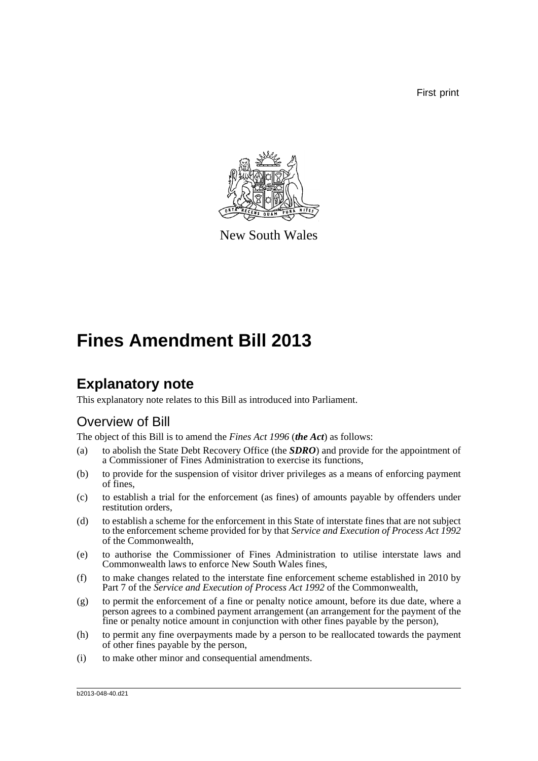First print

New South Wales

# Fines Amendment Bill 2013

## Explanatory note

This explanatory note relates to this Bill as introduced into Parliament.

### Overview of Bill

The object of this Bill is to amend the *Fines Act 1996* (***the Act***) as follows:

(a) to abolish the State Debt Recovery Office (the ***SDRO***) and provide for the appointment of a Commissioner of Fines Administration to exercise its functions,

(b) to provide for the suspension of visitor driver privileges as a means of enforcing payment of fines,

(c) to establish a trial for the enforcement (as fines) of amounts payable by offenders under restitution orders,

(d) to establish a scheme for the enforcement in this State of interstate fines that are not subject to the enforcement scheme provided for by that *Service and Execution of Process Act 1992* of the Commonwealth,

(e) to authorise the Commissioner of Fines Administration to utilise interstate laws and Commonwealth laws to enforce New South Wales fines,

(f) to make changes related to the interstate fine enforcement scheme established in 2010 by Part 7 of the *Service and Execution of Process Act 1992* of the Commonwealth,

(g) to permit the enforcement of a fine or penalty notice amount, before its due date, where a person agrees to a combined payment arrangement (an arrangement for the payment of the fine or penalty notice amount in conjunction with other fines payable by the person),

(h) to permit any fine overpayments made by a person to be reallocated towards the payment of other fines payable by the person,

(i) to make other minor and consequential amendments.

b2013-048-40.d21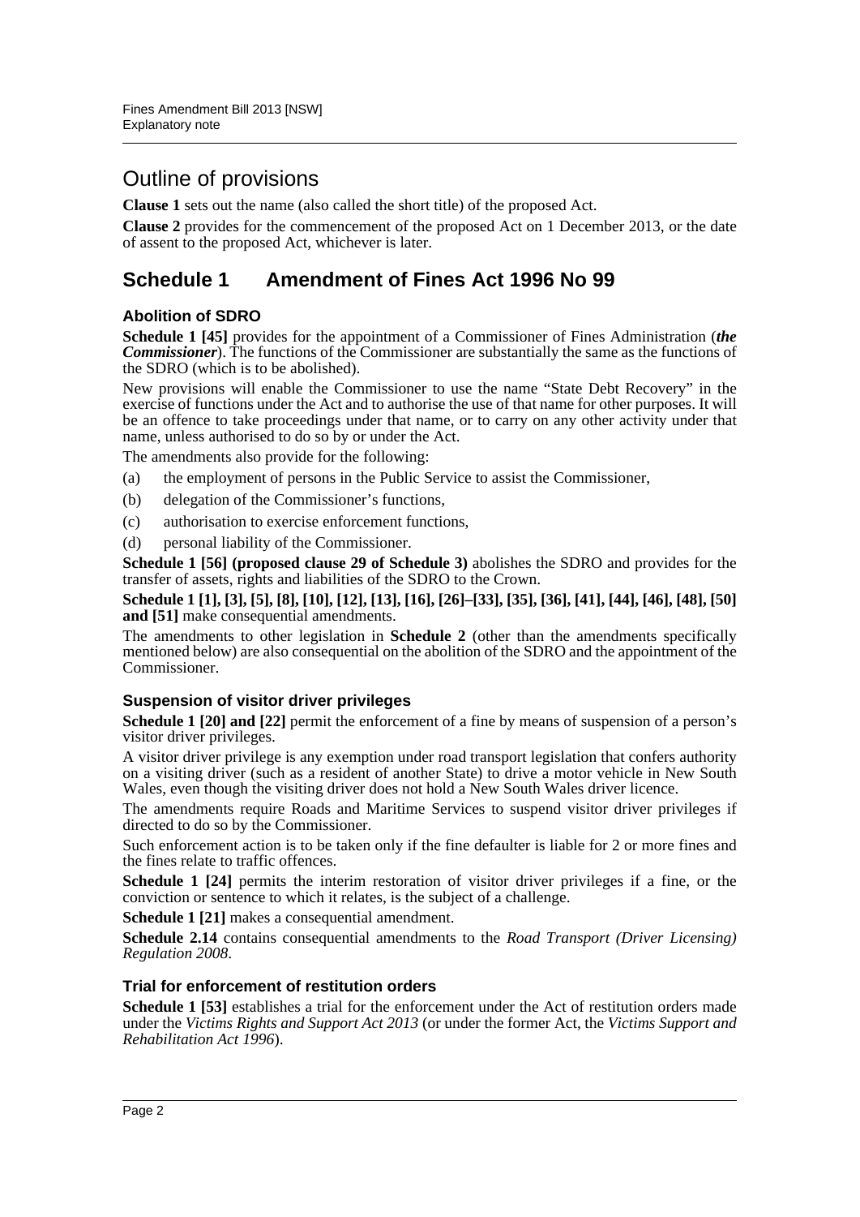# Outline of provisions

**Clause 1** sets out the name (also called the short title) of the proposed Act.

**Clause 2** provides for the commencement of the proposed Act on 1 December 2013, or the date of assent to the proposed Act, whichever is later.

## Schedule 1 Amendment of Fines Act 1996 No 99

### Abolition of SDRO

**Schedule 1 [45]** provides for the appointment of a Commissioner of Fines Administration (***the Commissioner***). The functions of the Commissioner are substantially the same as the functions of the SDRO (which is to be abolished).

New provisions will enable the Commissioner to use the name "State Debt Recovery" in the exercise of functions under the Act and to authorise the use of that name for other purposes. It will be an offence to take proceedings under that name, or to carry on any other activity under that name, unless authorised to do so by or under the Act.

The amendments also provide for the following:

(a) the employment of persons in the Public Service to assist the Commissioner,

(b) delegation of the Commissioner's functions,

(c) authorisation to exercise enforcement functions,

(d) personal liability of the Commissioner.

**Schedule 1 [56] (proposed clause 29 of Schedule 3)** abolishes the SDRO and provides for the transfer of assets, rights and liabilities of the SDRO to the Crown.

**Schedule 1 [1], [3], [5], [8], [10], [12], [13], [16], [26]–[33], [35], [36], [41], [44], [46], [48], [50] and [51]** make consequential amendments.

The amendments to other legislation in **Schedule 2** (other than the amendments specifically mentioned below) are also consequential on the abolition of the SDRO and the appointment of the Commissioner.

### Suspension of visitor driver privileges

**Schedule 1 [20] and [22]** permit the enforcement of a fine by means of suspension of a person's visitor driver privileges.

A visitor driver privilege is any exemption under road transport legislation that confers authority on a visiting driver (such as a resident of another State) to drive a motor vehicle in New South Wales, even though the visiting driver does not hold a New South Wales driver licence.

The amendments require Roads and Maritime Services to suspend visitor driver privileges if directed to do so by the Commissioner.

Such enforcement action is to be taken only if the fine defaulter is liable for 2 or more fines and the fines relate to traffic offences.

**Schedule 1 [24]** permits the interim restoration of visitor driver privileges if a fine, or the conviction or sentence to which it relates, is the subject of a challenge.

**Schedule 1 [21]** makes a consequential amendment.

**Schedule 2.14** contains consequential amendments to the *Road Transport (Driver Licensing) Regulation 2008*.

### Trial for enforcement of restitution orders

**Schedule 1 [53]** establishes a trial for the enforcement under the Act of restitution orders made under the *Victims Rights and Support Act 2013* (or under the former Act, the *Victims Support and Rehabilitation Act 1996*).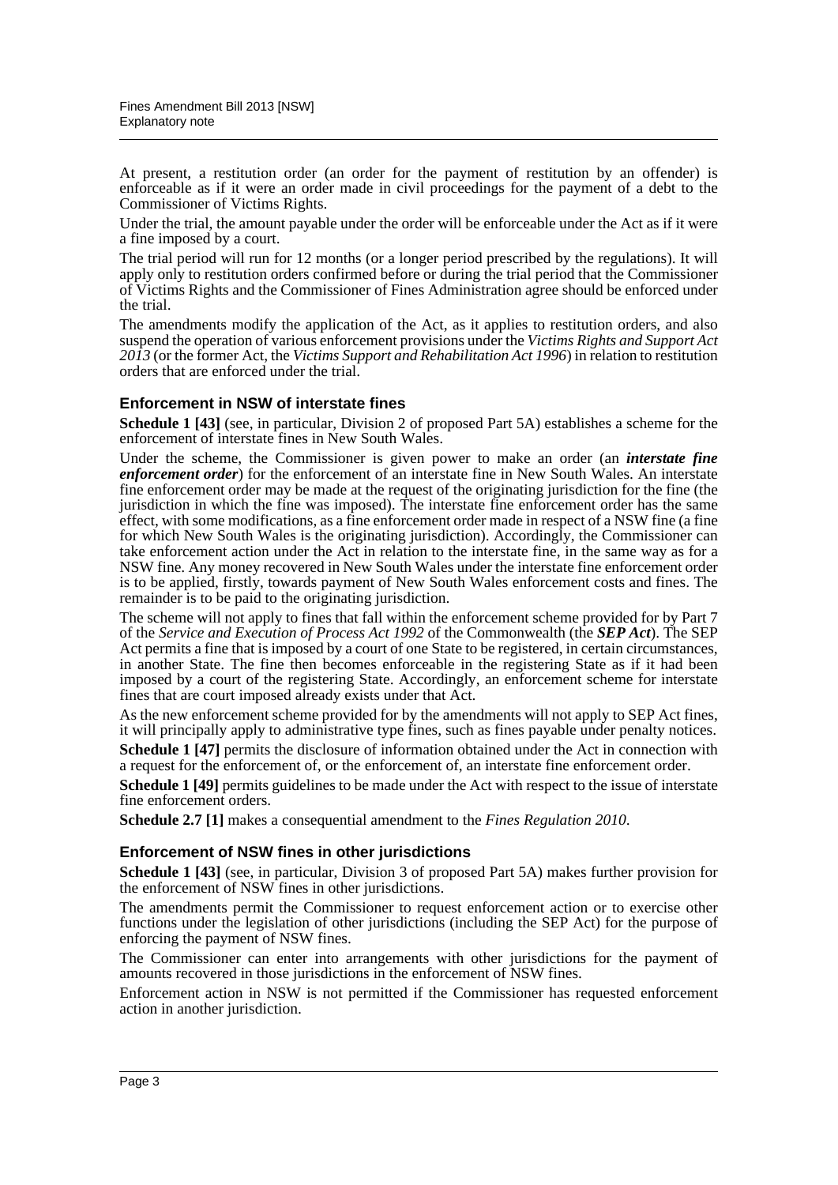At present, a restitution order (an order for the payment of restitution by an offender) is enforceable as if it were an order made in civil proceedings for the payment of a debt to the Commissioner of Victims Rights.

Under the trial, the amount payable under the order will be enforceable under the Act as if it were a fine imposed by a court.

The trial period will run for 12 months (or a longer period prescribed by the regulations). It will apply only to restitution orders confirmed before or during the trial period that the Commissioner of Victims Rights and the Commissioner of Fines Administration agree should be enforced under the trial.

The amendments modify the application of the Act, as it applies to restitution orders, and also suspend the operation of various enforcement provisions under the *Victims Rights and Support Act 2013* (or the former Act, the *Victims Support and Rehabilitation Act 1996*) in relation to restitution orders that are enforced under the trial.

### Enforcement in NSW of interstate fines

**Schedule 1 [43]** (see, in particular, Division 2 of proposed Part 5A) establishes a scheme for the enforcement of interstate fines in New South Wales.

Under the scheme, the Commissioner is given power to make an order (an ***interstate fine enforcement order***) for the enforcement of an interstate fine in New South Wales. An interstate fine enforcement order may be made at the request of the originating jurisdiction for the fine (the jurisdiction in which the fine was imposed). The interstate fine enforcement order has the same effect, with some modifications, as a fine enforcement order made in respect of a NSW fine (a fine for which New South Wales is the originating jurisdiction). Accordingly, the Commissioner can take enforcement action under the Act in relation to the interstate fine, in the same way as for a NSW fine. Any money recovered in New South Wales under the interstate fine enforcement order is to be applied, firstly, towards payment of New South Wales enforcement costs and fines. The remainder is to be paid to the originating jurisdiction.

The scheme will not apply to fines that fall within the enforcement scheme provided for by Part 7 of the *Service and Execution of Process Act 1992* of the Commonwealth (the ***SEP Act***). The SEP Act permits a fine that is imposed by a court of one State to be registered, in certain circumstances, in another State. The fine then becomes enforceable in the registering State as if it had been imposed by a court of the registering State. Accordingly, an enforcement scheme for interstate fines that are court imposed already exists under that Act.

As the new enforcement scheme provided for by the amendments will not apply to SEP Act fines, it will principally apply to administrative type fines, such as fines payable under penalty notices.

**Schedule 1 [47]** permits the disclosure of information obtained under the Act in connection with a request for the enforcement of, or the enforcement of, an interstate fine enforcement order.

**Schedule 1 [49]** permits guidelines to be made under the Act with respect to the issue of interstate fine enforcement orders.

**Schedule 2.7 [1]** makes a consequential amendment to the *Fines Regulation 2010*.

### Enforcement of NSW fines in other jurisdictions

**Schedule 1 [43]** (see, in particular, Division 3 of proposed Part 5A) makes further provision for the enforcement of NSW fines in other jurisdictions.

The amendments permit the Commissioner to request enforcement action or to exercise other functions under the legislation of other jurisdictions (including the SEP Act) for the purpose of enforcing the payment of NSW fines.

The Commissioner can enter into arrangements with other jurisdictions for the payment of amounts recovered in those jurisdictions in the enforcement of NSW fines.

Enforcement action in NSW is not permitted if the Commissioner has requested enforcement action in another jurisdiction.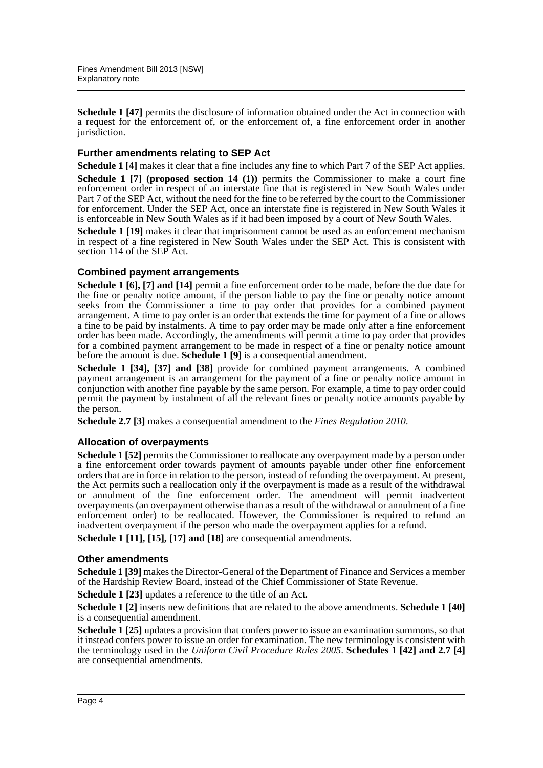**Schedule 1 [47]** permits the disclosure of information obtained under the Act in connection with a request for the enforcement of, or the enforcement of, a fine enforcement order in another jurisdiction.

### Further amendments relating to SEP Act

**Schedule 1 [4]** makes it clear that a fine includes any fine to which Part 7 of the SEP Act applies.

**Schedule 1 [7] (proposed section 14 (1))** permits the Commissioner to make a court fine enforcement order in respect of an interstate fine that is registered in New South Wales under Part 7 of the SEP Act, without the need for the fine to be referred by the court to the Commissioner for enforcement. Under the SEP Act, once an interstate fine is registered in New South Wales it is enforceable in New South Wales as if it had been imposed by a court of New South Wales.

**Schedule 1 [19]** makes it clear that imprisonment cannot be used as an enforcement mechanism in respect of a fine registered in New South Wales under the SEP Act. This is consistent with section 114 of the SEP Act.

### Combined payment arrangements

**Schedule 1 [6], [7] and [14]** permit a fine enforcement order to be made, before the due date for the fine or penalty notice amount, if the person liable to pay the fine or penalty notice amount seeks from the Commissioner a time to pay order that provides for a combined payment arrangement. A time to pay order is an order that extends the time for payment of a fine or allows a fine to be paid by instalments. A time to pay order may be made only after a fine enforcement order has been made. Accordingly, the amendments will permit a time to pay order that provides for a combined payment arrangement to be made in respect of a fine or penalty notice amount before the amount is due. **Schedule 1 [9]** is a consequential amendment.

**Schedule 1 [34], [37] and [38]** provide for combined payment arrangements. A combined payment arrangement is an arrangement for the payment of a fine or penalty notice amount in conjunction with another fine payable by the same person. For example, a time to pay order could permit the payment by instalment of all the relevant fines or penalty notice amounts payable by the person.

**Schedule 2.7 [3]** makes a consequential amendment to the *Fines Regulation 2010*.

### Allocation of overpayments

**Schedule 1 [52]** permits the Commissioner to reallocate any overpayment made by a person under a fine enforcement order towards payment of amounts payable under other fine enforcement orders that are in force in relation to the person, instead of refunding the overpayment. At present, the Act permits such a reallocation only if the overpayment is made as a result of the withdrawal or annulment of the fine enforcement order. The amendment will permit inadvertent overpayments (an overpayment otherwise than as a result of the withdrawal or annulment of a fine enforcement order) to be reallocated. However, the Commissioner is required to refund an inadvertent overpayment if the person who made the overpayment applies for a refund.

**Schedule 1 [11], [15], [17] and [18]** are consequential amendments.

### Other amendments

**Schedule 1 [39]** makes the Director-General of the Department of Finance and Services a member of the Hardship Review Board, instead of the Chief Commissioner of State Revenue.

**Schedule 1 [23]** updates a reference to the title of an Act.

**Schedule 1 [2]** inserts new definitions that are related to the above amendments. **Schedule 1 [40]** is a consequential amendment.

**Schedule 1 [25]** updates a provision that confers power to issue an examination summons, so that it instead confers power to issue an order for examination. The new terminology is consistent with the terminology used in the *Uniform Civil Procedure Rules 2005*. **Schedules 1 [42] and 2.7 [4]** are consequential amendments.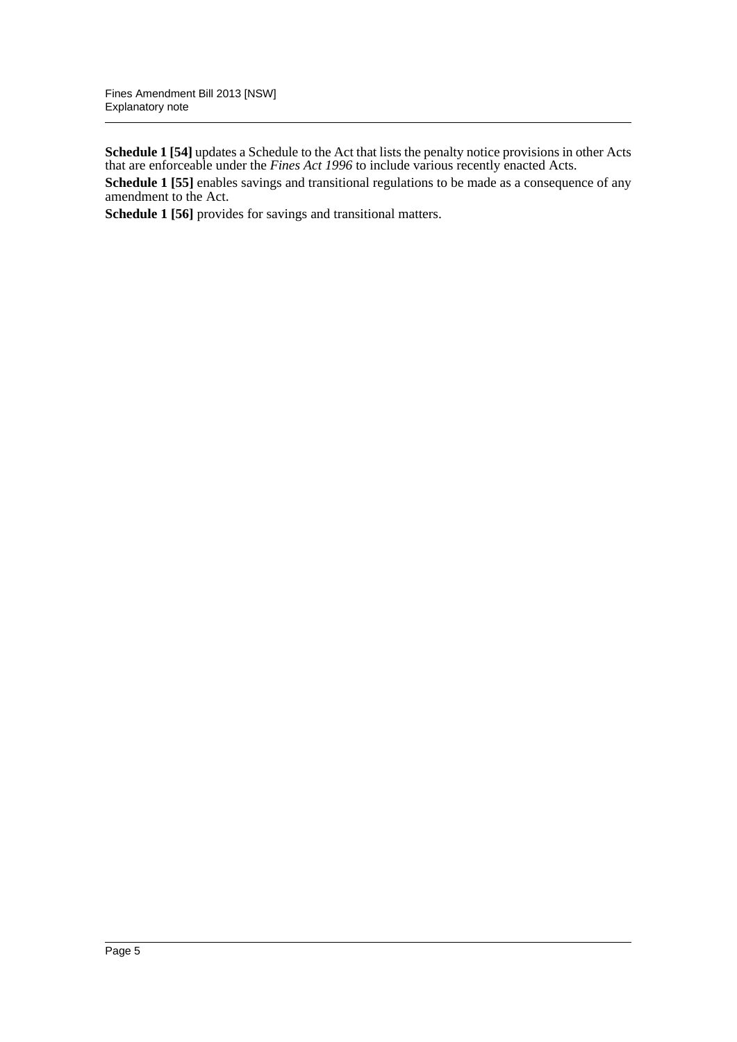**Schedule 1 [54]** updates a Schedule to the Act that lists the penalty notice provisions in other Acts that are enforceable under the *Fines Act 1996* to include various recently enacted Acts.

**Schedule 1 [55]** enables savings and transitional regulations to be made as a consequence of any amendment to the Act.

**Schedule 1 [56]** provides for savings and transitional matters.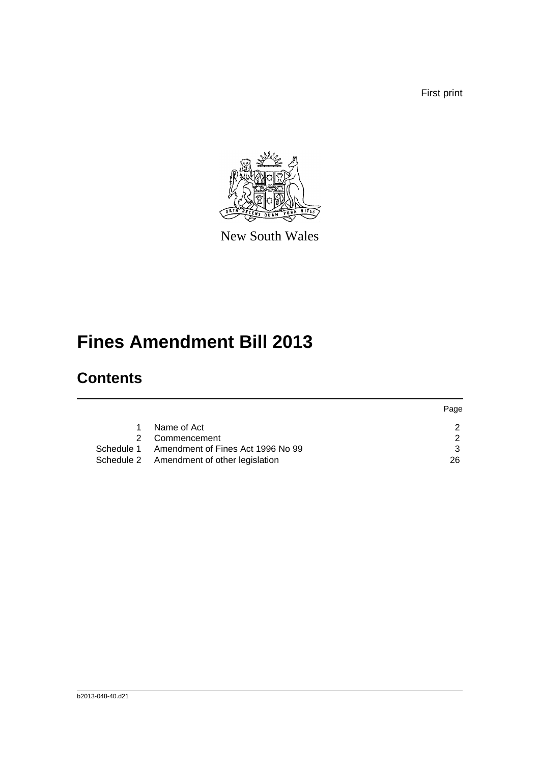First print

New South Wales

# Fines Amendment Bill 2013

## Contents

| | | Page |
|---|---|---|
| 1 | Name of Act | 2 |
| 2 | Commencement | 2 |
| Schedule 1 | Amendment of Fines Act 1996 No 99 | 3 |
| Schedule 2 | Amendment of other legislation | 26 |

b2013-048-40.d21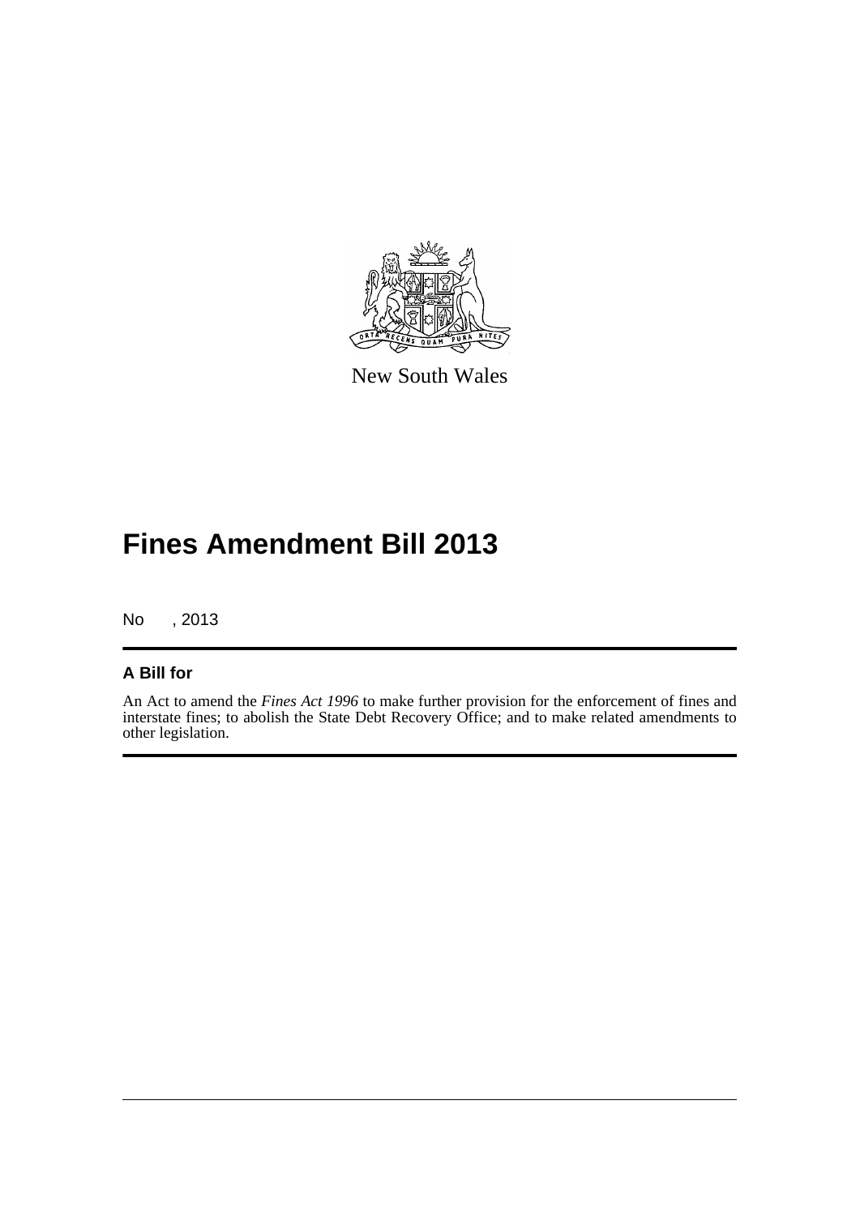New South Wales

# Fines Amendment Bill 2013

No , 2013

## A Bill for

An Act to amend the *Fines Act 1996* to make further provision for the enforcement of fines and interstate fines; to abolish the State Debt Recovery Office; and to make related amendments to other legislation.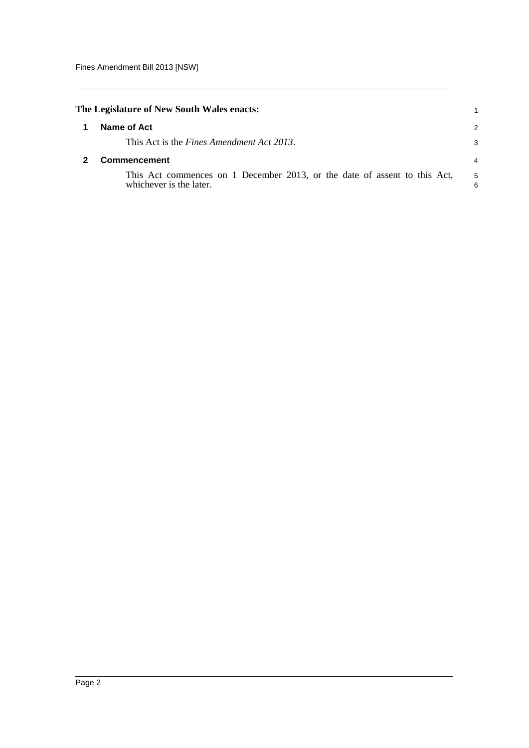**The Legislature of New South Wales enacts:**

## 1 Name of Act

This Act is the *Fines Amendment Act 2013*.

## 2 Commencement

This Act commences on 1 December 2013, or the date of assent to this Act, whichever is the later.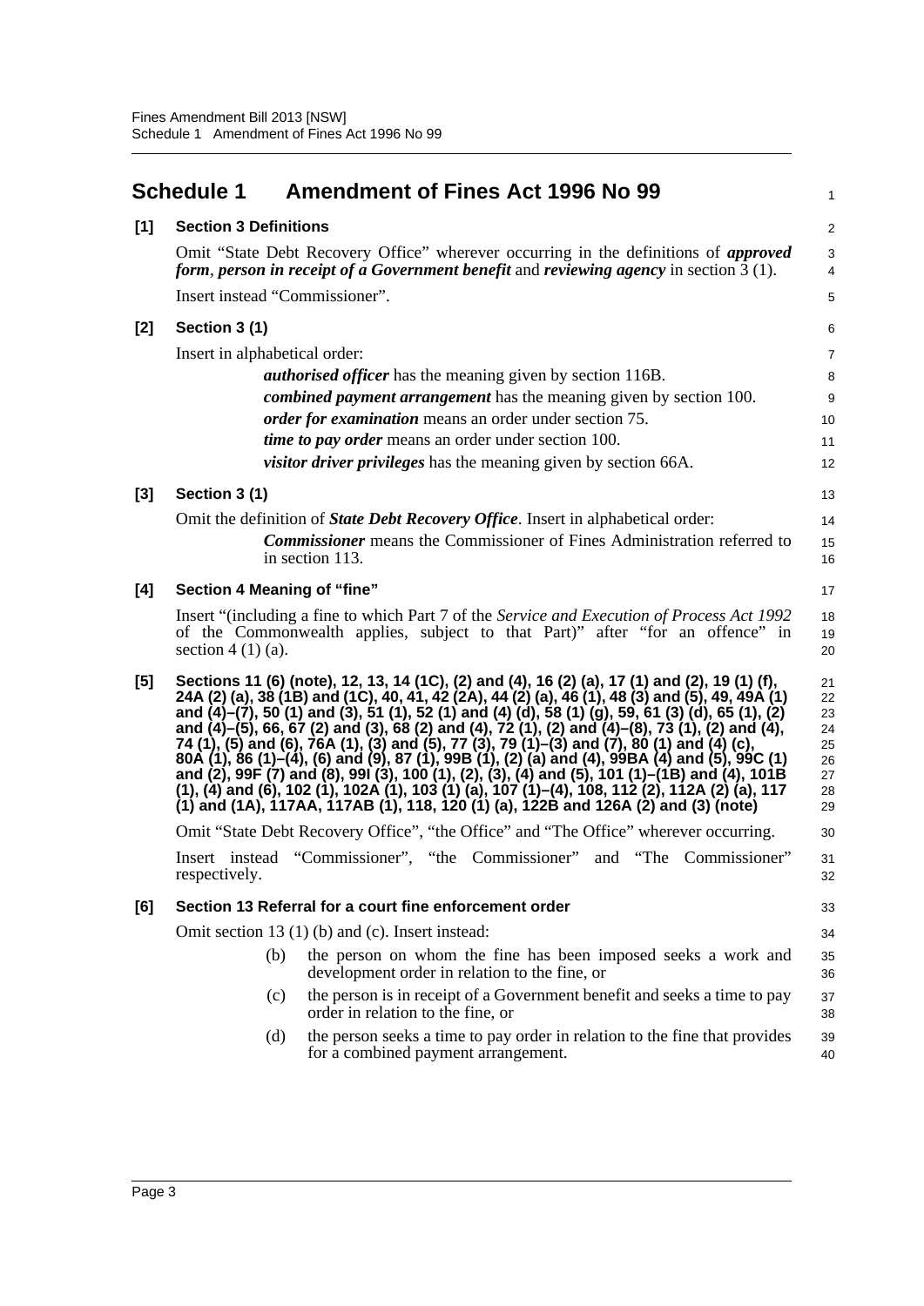## Schedule 1 Amendment of Fines Act 1996 No 99

**[1] Section 3 Definitions**

Omit "State Debt Recovery Office" wherever occurring in the definitions of ***approved form***, ***person in receipt of a Government benefit*** and ***reviewing agency*** in section 3 (1).

Insert instead "Commissioner".

**[2] Section 3 (1)**

Insert in alphabetical order:

> ***authorised officer*** has the meaning given by section 116B.
>
> ***combined payment arrangement*** has the meaning given by section 100.
>
> ***order for examination*** means an order under section 75.
>
> ***time to pay order*** means an order under section 100.
>
> ***visitor driver privileges*** has the meaning given by section 66A.

**[3] Section 3 (1)**

Omit the definition of ***State Debt Recovery Office***. Insert in alphabetical order:

> ***Commissioner*** means the Commissioner of Fines Administration referred to in section 113.

**[4] Section 4 Meaning of "fine"**

Insert "(including a fine to which Part 7 of the *Service and Execution of Process Act 1992* of the Commonwealth applies, subject to that Part)" after "for an offence" in section 4 (1) (a).

**[5] Sections 11 (6) (note), 12, 13, 14 (1C), (2) and (4), 16 (2) (a), 17 (1) and (2), 19 (1) (f), 24A (2) (a), 38 (1B) and (1C), 40, 41, 42 (2A), 44 (2) (a), 46 (1), 48 (3) and (5), 49, 49A (1) and (4)–(7), 50 (1) and (3), 51 (1), 52 (1) and (4) (d), 58 (1) (g), 59, 61 (3) (d), 65 (1), (2) and (4)–(5), 66, 67 (2) and (3), 68 (2) and (4), 72 (1), (2) and (4)–(8), 73 (1), (2) and (4), 74 (1), (5) and (6), 76A (1), (3) and (5), 77 (3), 79 (1)–(3) and (7), 80 (1) and (4) (c), 80A (1), 86 (1)–(4), (6) and (9), 87 (1), 99B (1), (2) (a) and (4), 99BA (4) and (5), 99C (1) and (2), 99F (7) and (8), 99I (3), 100 (1), (2), (3), (4) and (5), 101 (1)–(1B) and (4), 101B (1), (4) and (6), 102 (1), 102A (1), 103 (1) (a), 107 (1)–(4), 108, 112 (2), 112A (2) (a), 117 (1) and (1A), 117AA, 117AB (1), 118, 120 (1) (a), 122B and 126A (2) and (3) (note)**

Omit "State Debt Recovery Office", "the Office" and "The Office" wherever occurring.

Insert instead "Commissioner", "the Commissioner" and "The Commissioner" respectively.

**[6] Section 13 Referral for a court fine enforcement order**

Omit section 13 (1) (b) and (c). Insert instead:

> (b) the person on whom the fine has been imposed seeks a work and development order in relation to the fine, or
>
> (c) the person is in receipt of a Government benefit and seeks a time to pay order in relation to the fine, or
>
> (d) the person seeks a time to pay order in relation to the fine that provides for a combined payment arrangement.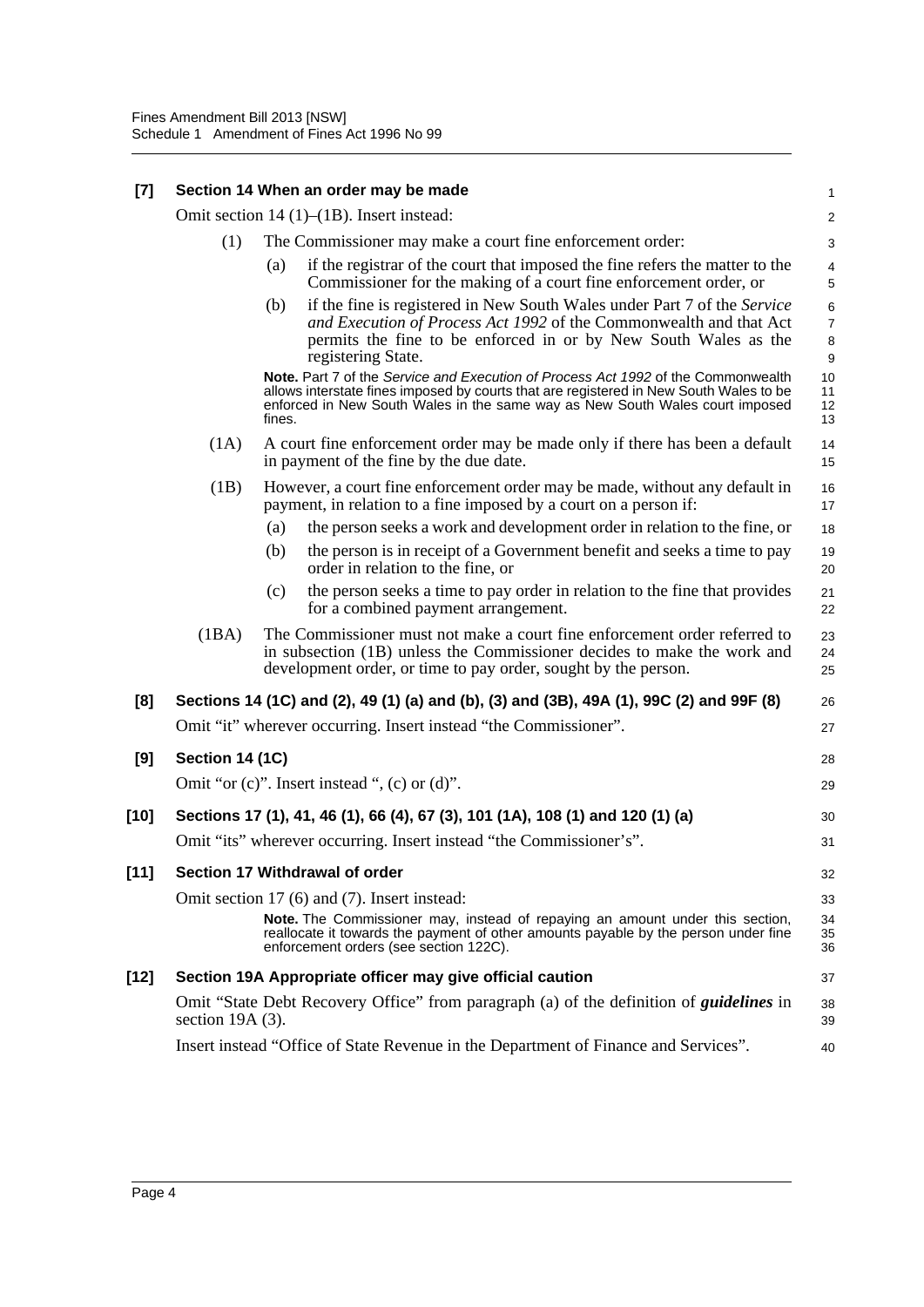**[7] Section 14 When an order may be made**

Omit section 14 (1)–(1B). Insert instead:

(1) The Commissioner may make a court fine enforcement order:

(a) if the registrar of the court that imposed the fine refers the matter to the Commissioner for the making of a court fine enforcement order, or

(b) if the fine is registered in New South Wales under Part 7 of the *Service and Execution of Process Act 1992* of the Commonwealth and that Act permits the fine to be enforced in or by New South Wales as the registering State.

**Note.** Part 7 of the *Service and Execution of Process Act 1992* of the Commonwealth allows interstate fines imposed by courts that are registered in New South Wales to be enforced in New South Wales in the same way as New South Wales court imposed fines.

(1A) A court fine enforcement order may be made only if there has been a default in payment of the fine by the due date.

(1B) However, a court fine enforcement order may be made, without any default in payment, in relation to a fine imposed by a court on a person if:

(a) the person seeks a work and development order in relation to the fine, or

(b) the person is in receipt of a Government benefit and seeks a time to pay order in relation to the fine, or

(c) the person seeks a time to pay order in relation to the fine that provides for a combined payment arrangement.

(1BA) The Commissioner must not make a court fine enforcement order referred to in subsection (1B) unless the Commissioner decides to make the work and development order, or time to pay order, sought by the person.

**[8] Sections 14 (1C) and (2), 49 (1) (a) and (b), (3) and (3B), 49A (1), 99C (2) and 99F (8)**

Omit "it" wherever occurring. Insert instead "the Commissioner".

**[9] Section 14 (1C)**

Omit "or (c)". Insert instead ", (c) or (d)".

**[10] Sections 17 (1), 41, 46 (1), 66 (4), 67 (3), 101 (1A), 108 (1) and 120 (1) (a)**

Omit "its" wherever occurring. Insert instead "the Commissioner's".

**[11] Section 17 Withdrawal of order**

Omit section 17 (6) and (7). Insert instead:

**Note.** The Commissioner may, instead of repaying an amount under this section, reallocate it towards the payment of other amounts payable by the person under fine enforcement orders (see section 122C).

**[12] Section 19A Appropriate officer may give official caution**

Omit "State Debt Recovery Office" from paragraph (a) of the definition of ***guidelines*** in section 19A (3).

Insert instead "Office of State Revenue in the Department of Finance and Services".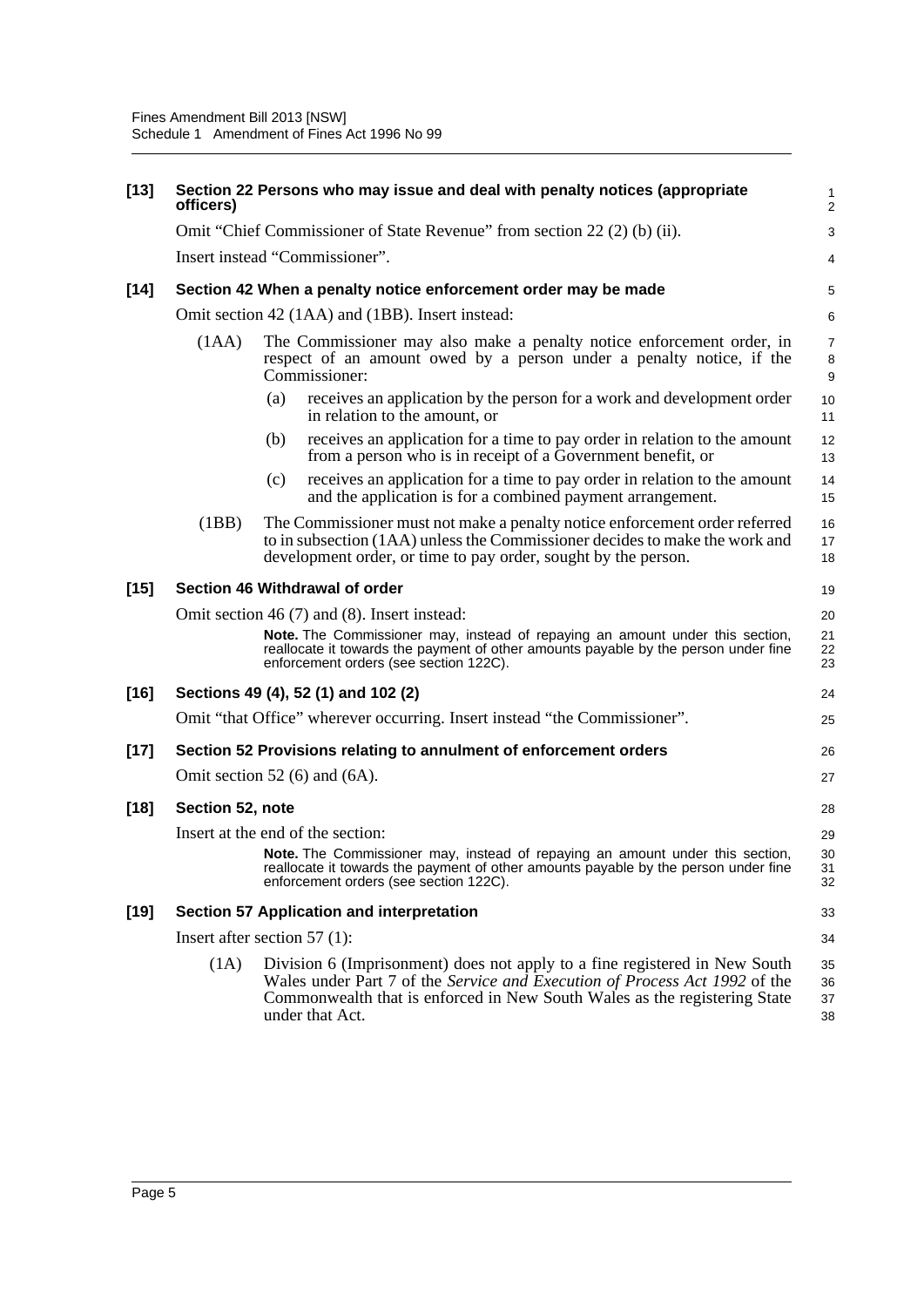**[13] Section 22 Persons who may issue and deal with penalty notices (appropriate officers)**

Omit "Chief Commissioner of State Revenue" from section 22 (2) (b) (ii).

Insert instead "Commissioner".

**[14] Section 42 When a penalty notice enforcement order may be made**

Omit section 42 (1AA) and (1BB). Insert instead:

(1AA) The Commissioner may also make a penalty notice enforcement order, in respect of an amount owed by a person under a penalty notice, if the Commissioner:

(a) receives an application by the person for a work and development order in relation to the amount, or

(b) receives an application for a time to pay order in relation to the amount from a person who is in receipt of a Government benefit, or

(c) receives an application for a time to pay order in relation to the amount and the application is for a combined payment arrangement.

(1BB) The Commissioner must not make a penalty notice enforcement order referred to in subsection (1AA) unless the Commissioner decides to make the work and development order, or time to pay order, sought by the person.

**[15] Section 46 Withdrawal of order**

Omit section 46 (7) and (8). Insert instead:

**Note.** The Commissioner may, instead of repaying an amount under this section, reallocate it towards the payment of other amounts payable by the person under fine enforcement orders (see section 122C).

**[16] Sections 49 (4), 52 (1) and 102 (2)**

Omit "that Office" wherever occurring. Insert instead "the Commissioner".

**[17] Section 52 Provisions relating to annulment of enforcement orders**

Omit section 52 (6) and (6A).

**[18] Section 52, note**

Insert at the end of the section:

**Note.** The Commissioner may, instead of repaying an amount under this section, reallocate it towards the payment of other amounts payable by the person under fine enforcement orders (see section 122C).

**[19] Section 57 Application and interpretation**

Insert after section 57 (1):

(1A) Division 6 (Imprisonment) does not apply to a fine registered in New South Wales under Part 7 of the *Service and Execution of Process Act 1992* of the Commonwealth that is enforced in New South Wales as the registering State under that Act.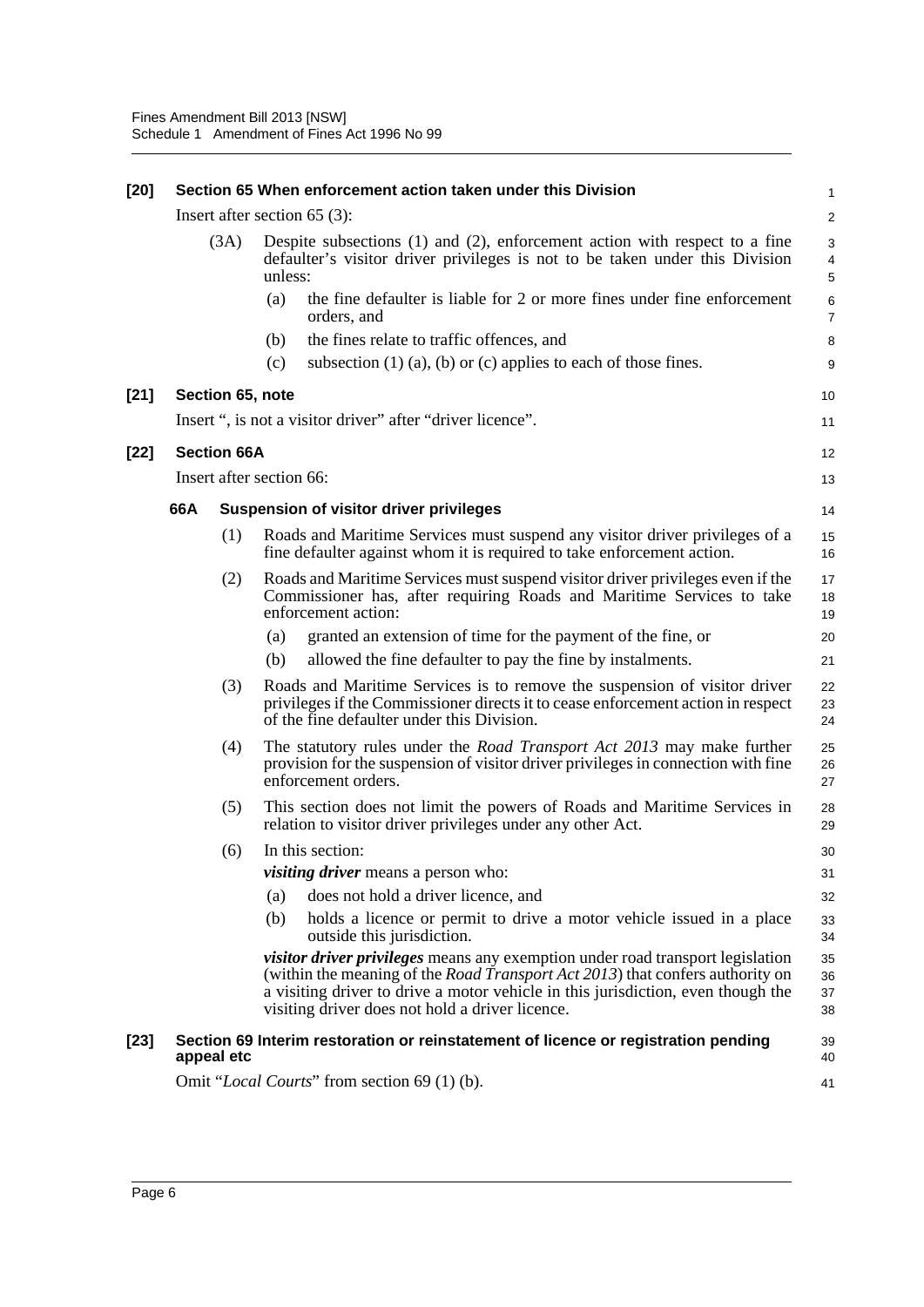**[20] Section 65 When enforcement action taken under this Division**

Insert after section 65 (3):

(3A) Despite subsections (1) and (2), enforcement action with respect to a fine defaulter's visitor driver privileges is not to be taken under this Division unless:

(a) the fine defaulter is liable for 2 or more fines under fine enforcement orders, and

(b) the fines relate to traffic offences, and

(c) subsection (1) (a), (b) or (c) applies to each of those fines.

**[21] Section 65, note**

Insert ", is not a visitor driver" after "driver licence".

**[22] Section 66A**

Insert after section 66:

**66A Suspension of visitor driver privileges**

(1) Roads and Maritime Services must suspend any visitor driver privileges of a fine defaulter against whom it is required to take enforcement action.

(2) Roads and Maritime Services must suspend visitor driver privileges even if the Commissioner has, after requiring Roads and Maritime Services to take enforcement action:

(a) granted an extension of time for the payment of the fine, or

(b) allowed the fine defaulter to pay the fine by instalments.

(3) Roads and Maritime Services is to remove the suspension of visitor driver privileges if the Commissioner directs it to cease enforcement action in respect of the fine defaulter under this Division.

(4) The statutory rules under the *Road Transport Act 2013* may make further provision for the suspension of visitor driver privileges in connection with fine enforcement orders.

(5) This section does not limit the powers of Roads and Maritime Services in relation to visitor driver privileges under any other Act.

(6) In this section:

***visiting driver*** means a person who:

(a) does not hold a driver licence, and

(b) holds a licence or permit to drive a motor vehicle issued in a place outside this jurisdiction.

***visitor driver privileges*** means any exemption under road transport legislation (within the meaning of the *Road Transport Act 2013*) that confers authority on a visiting driver to drive a motor vehicle in this jurisdiction, even though the visiting driver does not hold a driver licence.

**[23] Section 69 Interim restoration or reinstatement of licence or registration pending appeal etc**

Omit "*Local Courts*" from section 69 (1) (b).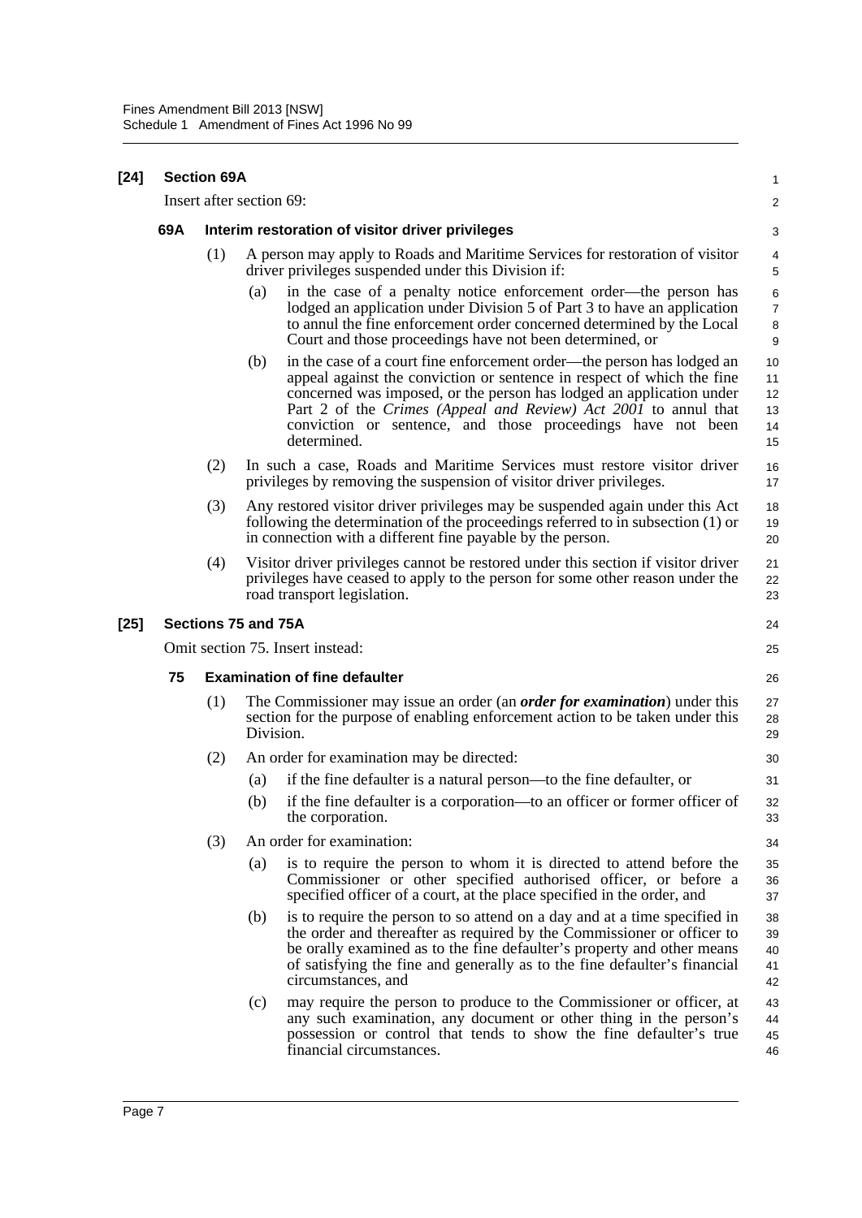**[24] Section 69A**

Insert after section 69:

**69A Interim restoration of visitor driver privileges**

(1) A person may apply to Roads and Maritime Services for restoration of visitor driver privileges suspended under this Division if:

(a) in the case of a penalty notice enforcement order—the person has lodged an application under Division 5 of Part 3 to have an application to annul the fine enforcement order concerned determined by the Local Court and those proceedings have not been determined, or

(b) in the case of a court fine enforcement order—the person has lodged an appeal against the conviction or sentence in respect of which the fine concerned was imposed, or the person has lodged an application under Part 2 of the *Crimes (Appeal and Review) Act 2001* to annul that conviction or sentence, and those proceedings have not been determined.

(2) In such a case, Roads and Maritime Services must restore visitor driver privileges by removing the suspension of visitor driver privileges.

(3) Any restored visitor driver privileges may be suspended again under this Act following the determination of the proceedings referred to in subsection (1) or in connection with a different fine payable by the person.

(4) Visitor driver privileges cannot be restored under this section if visitor driver privileges have ceased to apply to the person for some other reason under the road transport legislation.

**[25] Sections 75 and 75A**

Omit section 75. Insert instead:

**75 Examination of fine defaulter**

(1) The Commissioner may issue an order (an ***order for examination***) under this section for the purpose of enabling enforcement action to be taken under this Division.

(2) An order for examination may be directed:

(a) if the fine defaulter is a natural person—to the fine defaulter, or

(b) if the fine defaulter is a corporation—to an officer or former officer of the corporation.

(3) An order for examination:

(a) is to require the person to whom it is directed to attend before the Commissioner or other specified authorised officer, or before a specified officer of a court, at the place specified in the order, and

(b) is to require the person to so attend on a day and at a time specified in the order and thereafter as required by the Commissioner or officer to be orally examined as to the fine defaulter's property and other means of satisfying the fine and generally as to the fine defaulter's financial circumstances, and

(c) may require the person to produce to the Commissioner or officer, at any such examination, any document or other thing in the person's possession or control that tends to show the fine defaulter's true financial circumstances.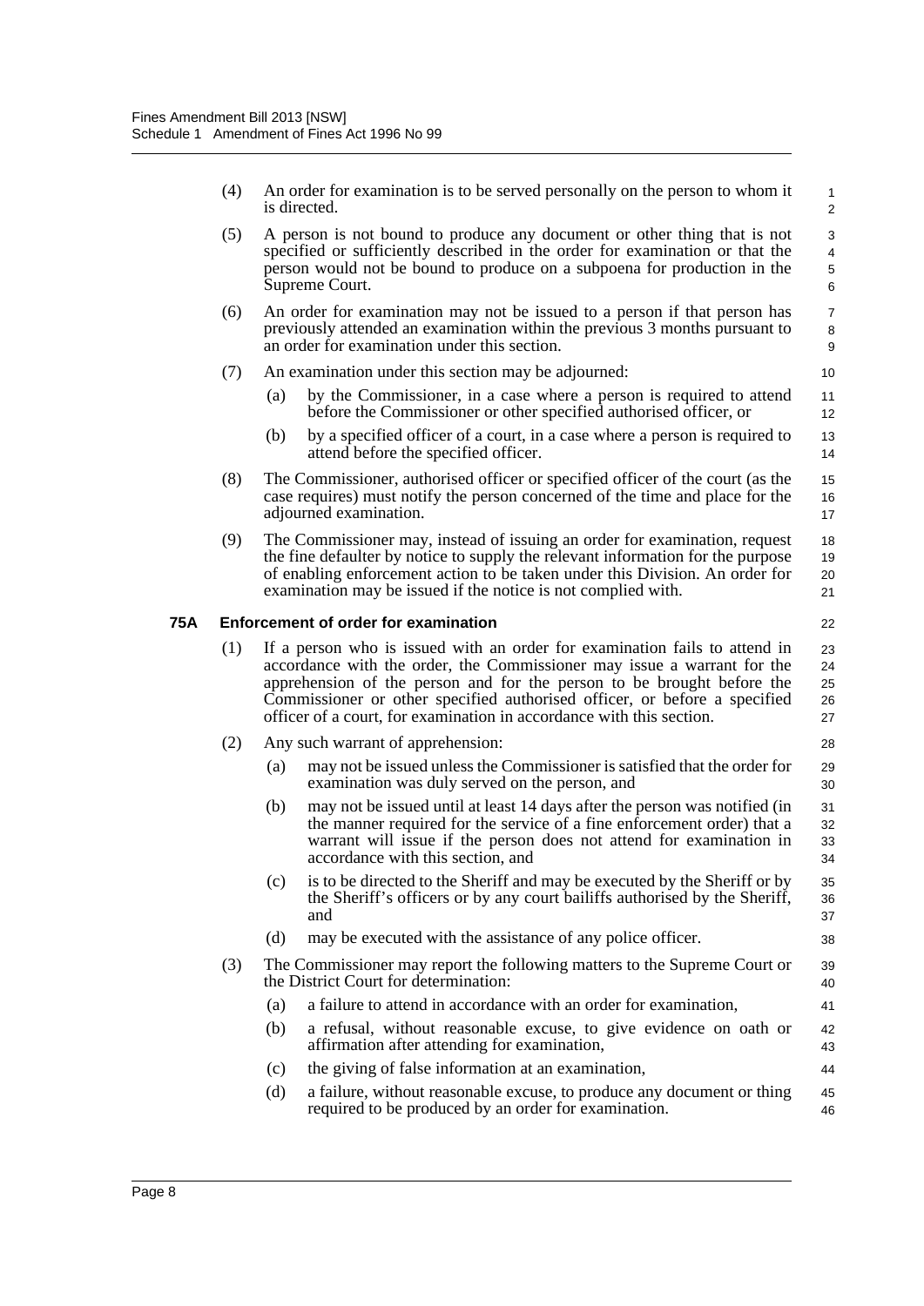(4) An order for examination is to be served personally on the person to whom it is directed.

(5) A person is not bound to produce any document or other thing that is not specified or sufficiently described in the order for examination or that the person would not be bound to produce on a subpoena for production in the Supreme Court.

(6) An order for examination may not be issued to a person if that person has previously attended an examination within the previous 3 months pursuant to an order for examination under this section.

(7) An examination under this section may be adjourned:

- (a) by the Commissioner, in a case where a person is required to attend before the Commissioner or other specified authorised officer, or
- (b) by a specified officer of a court, in a case where a person is required to attend before the specified officer.

(8) The Commissioner, authorised officer or specified officer of the court (as the case requires) must notify the person concerned of the time and place for the adjourned examination.

(9) The Commissioner may, instead of issuing an order for examination, request the fine defaulter by notice to supply the relevant information for the purpose of enabling enforcement action to be taken under this Division. An order for examination may be issued if the notice is not complied with.

### 75A Enforcement of order for examination

(1) If a person who is issued with an order for examination fails to attend in accordance with the order, the Commissioner may issue a warrant for the apprehension of the person and for the person to be brought before the Commissioner or other specified authorised officer, or before a specified officer of a court, for examination in accordance with this section.

(2) Any such warrant of apprehension:

- (a) may not be issued unless the Commissioner is satisfied that the order for examination was duly served on the person, and
- (b) may not be issued until at least 14 days after the person was notified (in the manner required for the service of a fine enforcement order) that a warrant will issue if the person does not attend for examination in accordance with this section, and
- (c) is to be directed to the Sheriff and may be executed by the Sheriff or by the Sheriff's officers or by any court bailiffs authorised by the Sheriff, and
- (d) may be executed with the assistance of any police officer.

(3) The Commissioner may report the following matters to the Supreme Court or the District Court for determination:

- (a) a failure to attend in accordance with an order for examination,
- (b) a refusal, without reasonable excuse, to give evidence on oath or affirmation after attending for examination,
- (c) the giving of false information at an examination,
- (d) a failure, without reasonable excuse, to produce any document or thing required to be produced by an order for examination.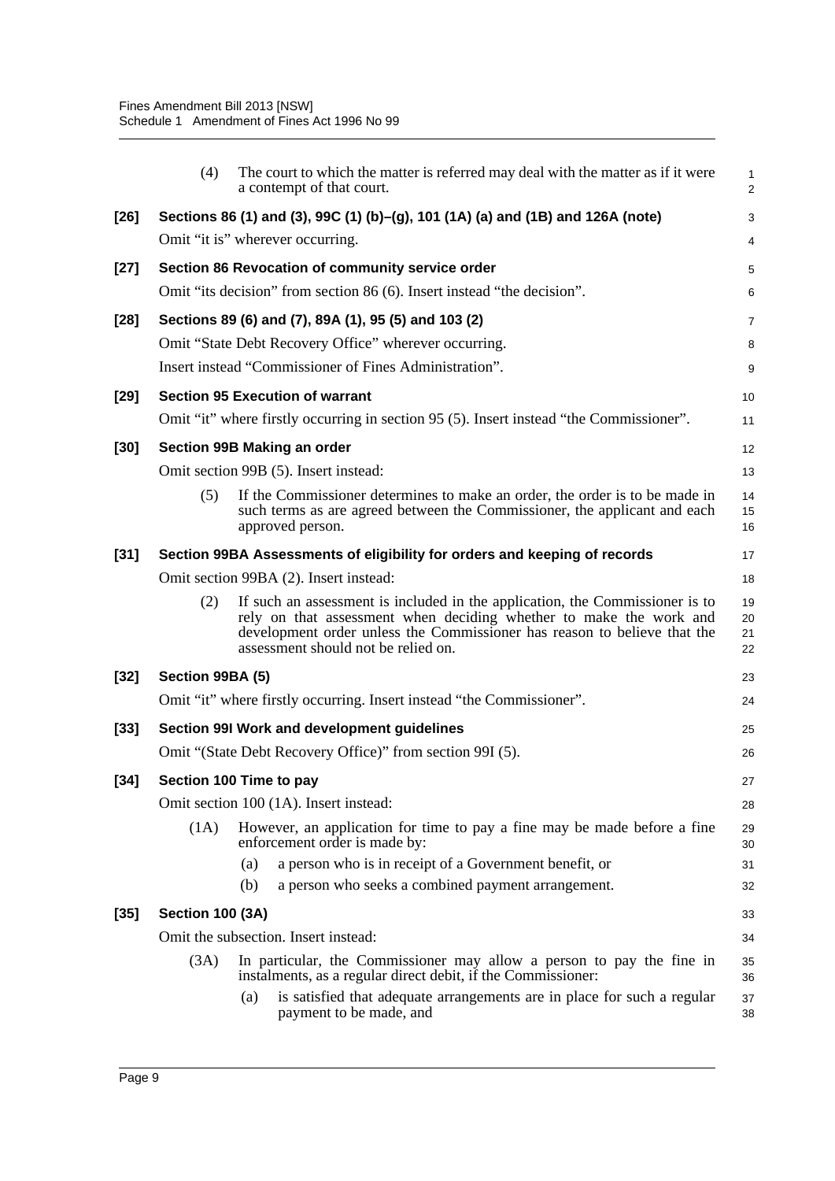(4) The court to which the matter is referred may deal with the matter as if it were a contempt of that court.

**[26] Sections 86 (1) and (3), 99C (1) (b)–(g), 101 (1A) (a) and (1B) and 126A (note)**

Omit "it is" wherever occurring.

**[27] Section 86 Revocation of community service order**

Omit "its decision" from section 86 (6). Insert instead "the decision".

**[28] Sections 89 (6) and (7), 89A (1), 95 (5) and 103 (2)**

Omit "State Debt Recovery Office" wherever occurring.

Insert instead "Commissioner of Fines Administration".

**[29] Section 95 Execution of warrant**

Omit "it" where firstly occurring in section 95 (5). Insert instead "the Commissioner".

**[30] Section 99B Making an order**

Omit section 99B (5). Insert instead:

(5) If the Commissioner determines to make an order, the order is to be made in such terms as are agreed between the Commissioner, the applicant and each approved person.

**[31] Section 99BA Assessments of eligibility for orders and keeping of records**

Omit section 99BA (2). Insert instead:

(2) If such an assessment is included in the application, the Commissioner is to rely on that assessment when deciding whether to make the work and development order unless the Commissioner has reason to believe that the assessment should not be relied on.

**[32] Section 99BA (5)**

Omit "it" where firstly occurring. Insert instead "the Commissioner".

**[33] Section 99I Work and development guidelines**

Omit "(State Debt Recovery Office)" from section 99I (5).

**[34] Section 100 Time to pay**

Omit section 100 (1A). Insert instead:

(1A) However, an application for time to pay a fine may be made before a fine enforcement order is made by:

(a) a person who is in receipt of a Government benefit, or

(b) a person who seeks a combined payment arrangement.

**[35] Section 100 (3A)**

Omit the subsection. Insert instead:

(3A) In particular, the Commissioner may allow a person to pay the fine in instalments, as a regular direct debit, if the Commissioner:

(a) is satisfied that adequate arrangements are in place for such a regular payment to be made, and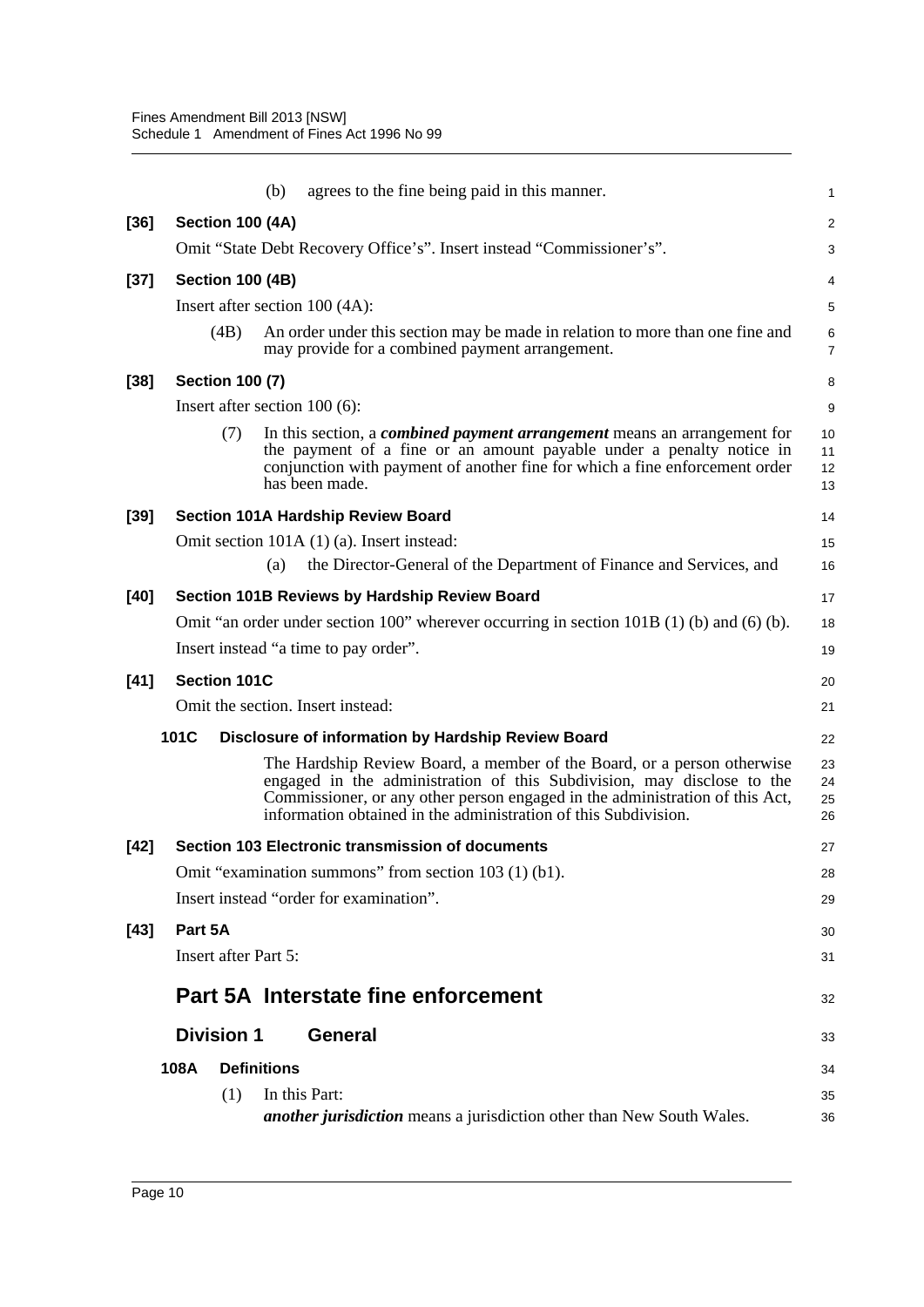(b) agrees to the fine being paid in this manner.

**[36] Section 100 (4A)**

Omit "State Debt Recovery Office's". Insert instead "Commissioner's".

**[37] Section 100 (4B)**

Insert after section 100 (4A):

(4B) An order under this section may be made in relation to more than one fine and may provide for a combined payment arrangement.

**[38] Section 100 (7)**

Insert after section 100 (6):

(7) In this section, a ***combined payment arrangement*** means an arrangement for the payment of a fine or an amount payable under a penalty notice in conjunction with payment of another fine for which a fine enforcement order has been made.

**[39] Section 101A Hardship Review Board**

Omit section 101A (1) (a). Insert instead:

(a) the Director-General of the Department of Finance and Services, and

**[40] Section 101B Reviews by Hardship Review Board**

Omit "an order under section 100" wherever occurring in section 101B (1) (b) and (6) (b).

Insert instead "a time to pay order".

**[41] Section 101C**

Omit the section. Insert instead:

**101C Disclosure of information by Hardship Review Board**

The Hardship Review Board, a member of the Board, or a person otherwise engaged in the administration of this Subdivision, may disclose to the Commissioner, or any other person engaged in the administration of this Act, information obtained in the administration of this Subdivision.

**[42] Section 103 Electronic transmission of documents**

Omit "examination summons" from section 103 (1) (b1).

Insert instead "order for examination".

**[43] Part 5A**

Insert after Part 5:

## Part 5A Interstate fine enforcement

### Division 1 General

**108A Definitions**

(1) In this Part:

***another jurisdiction*** means a jurisdiction other than New South Wales.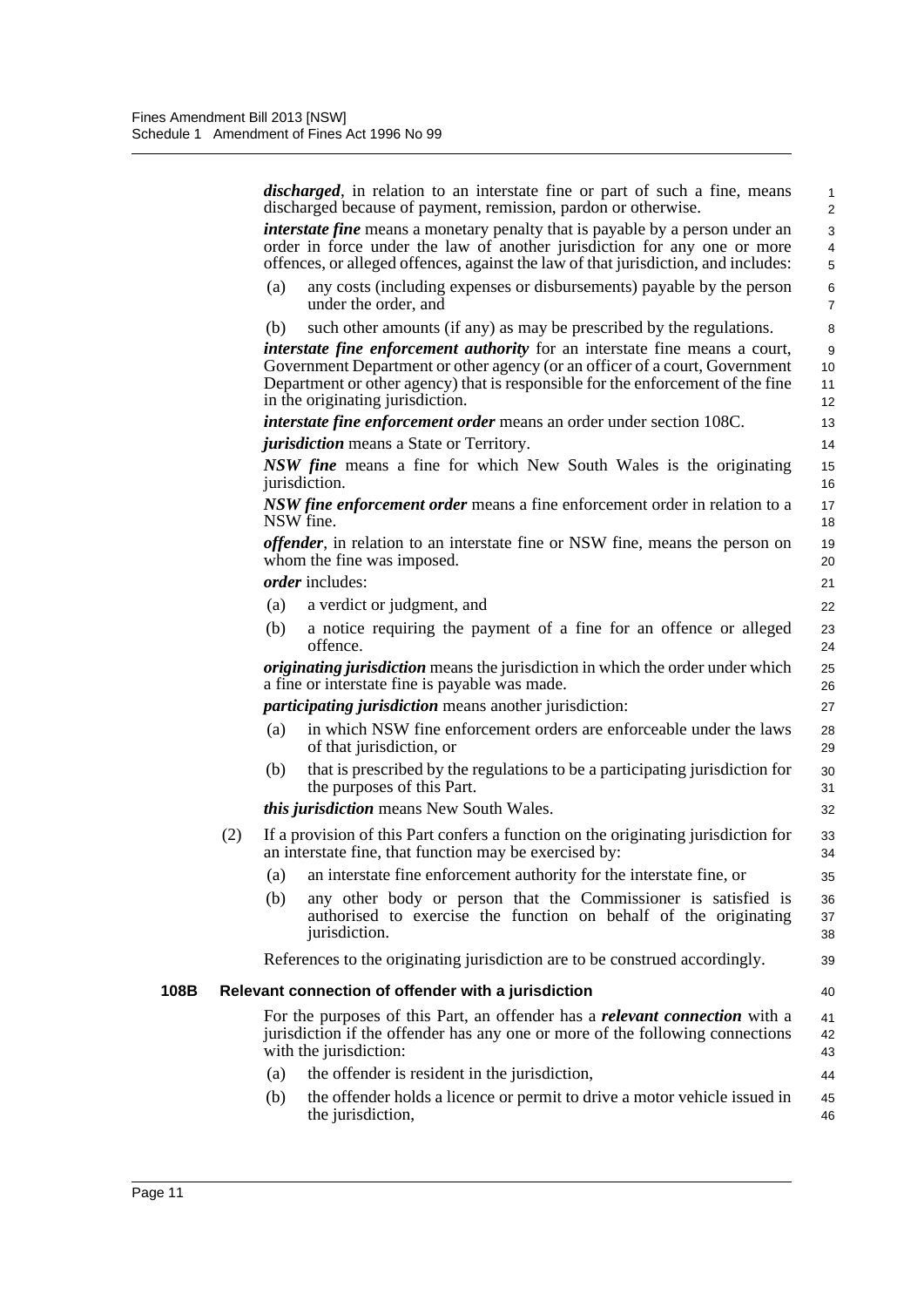***discharged***, in relation to an interstate fine or part of such a fine, means discharged because of payment, remission, pardon or otherwise.

***interstate fine*** means a monetary penalty that is payable by a person under an order in force under the law of another jurisdiction for any one or more offences, or alleged offences, against the law of that jurisdiction, and includes:

(a) any costs (including expenses or disbursements) payable by the person under the order, and

(b) such other amounts (if any) as may be prescribed by the regulations.

***interstate fine enforcement authority*** for an interstate fine means a court, Government Department or other agency (or an officer of a court, Government Department or other agency) that is responsible for the enforcement of the fine in the originating jurisdiction.

***interstate fine enforcement order*** means an order under section 108C.

***jurisdiction*** means a State or Territory.

***NSW fine*** means a fine for which New South Wales is the originating jurisdiction.

***NSW fine enforcement order*** means a fine enforcement order in relation to a NSW fine.

***offender***, in relation to an interstate fine or NSW fine, means the person on whom the fine was imposed.

***order*** includes:

(a) a verdict or judgment, and

(b) a notice requiring the payment of a fine for an offence or alleged offence.

***originating jurisdiction*** means the jurisdiction in which the order under which a fine or interstate fine is payable was made.

***participating jurisdiction*** means another jurisdiction:

(a) in which NSW fine enforcement orders are enforceable under the laws of that jurisdiction, or

(b) that is prescribed by the regulations to be a participating jurisdiction for the purposes of this Part.

***this jurisdiction*** means New South Wales.

(2) If a provision of this Part confers a function on the originating jurisdiction for an interstate fine, that function may be exercised by:

(a) an interstate fine enforcement authority for the interstate fine, or

(b) any other body or person that the Commissioner is satisfied is authorised to exercise the function on behalf of the originating jurisdiction.

References to the originating jurisdiction are to be construed accordingly.

**108B Relevant connection of offender with a jurisdiction**

For the purposes of this Part, an offender has a ***relevant connection*** with a jurisdiction if the offender has any one or more of the following connections with the jurisdiction:

(a) the offender is resident in the jurisdiction,

(b) the offender holds a licence or permit to drive a motor vehicle issued in the jurisdiction,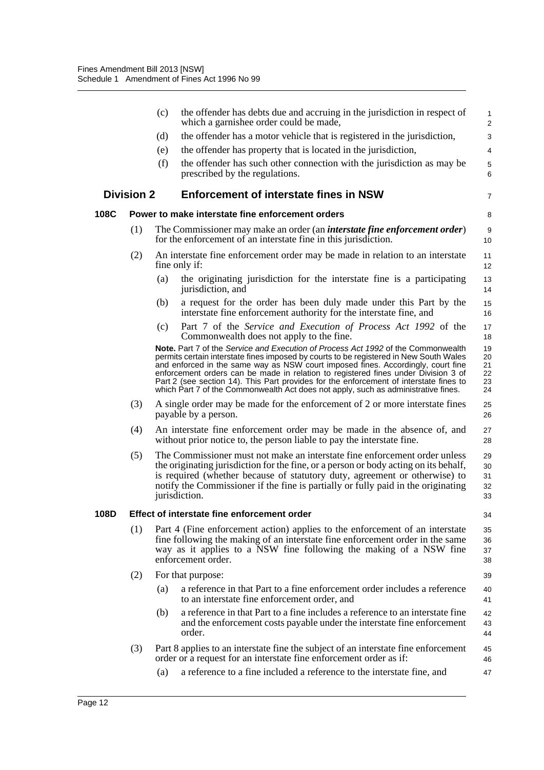(c) the offender has debts due and accruing in the jurisdiction in respect of which a garnishee order could be made,

(d) the offender has a motor vehicle that is registered in the jurisdiction,

(e) the offender has property that is located in the jurisdiction,

(f) the offender has such other connection with the jurisdiction as may be prescribed by the regulations.

## Division 2 Enforcement of interstate fines in NSW

### 108C Power to make interstate fine enforcement orders

(1) The Commissioner may make an order (an ***interstate fine enforcement order***) for the enforcement of an interstate fine in this jurisdiction.

(2) An interstate fine enforcement order may be made in relation to an interstate fine only if:

(a) the originating jurisdiction for the interstate fine is a participating jurisdiction, and

(b) a request for the order has been duly made under this Part by the interstate fine enforcement authority for the interstate fine, and

(c) Part 7 of the *Service and Execution of Process Act 1992* of the Commonwealth does not apply to the fine.

**Note.** Part 7 of the *Service and Execution of Process Act 1992* of the Commonwealth permits certain interstate fines imposed by courts to be registered in New South Wales and enforced in the same way as NSW court imposed fines. Accordingly, court fine enforcement orders can be made in relation to registered fines under Division 3 of Part 2 (see section 14). This Part provides for the enforcement of interstate fines to which Part 7 of the Commonwealth Act does not apply, such as administrative fines.

(3) A single order may be made for the enforcement of 2 or more interstate fines payable by a person.

(4) An interstate fine enforcement order may be made in the absence of, and without prior notice to, the person liable to pay the interstate fine.

(5) The Commissioner must not make an interstate fine enforcement order unless the originating jurisdiction for the fine, or a person or body acting on its behalf, is required (whether because of statutory duty, agreement or otherwise) to notify the Commissioner if the fine is partially or fully paid in the originating jurisdiction.

### 108D Effect of interstate fine enforcement order

(1) Part 4 (Fine enforcement action) applies to the enforcement of an interstate fine following the making of an interstate fine enforcement order in the same way as it applies to a NSW fine following the making of a NSW fine enforcement order.

(2) For that purpose:

(a) a reference in that Part to a fine enforcement order includes a reference to an interstate fine enforcement order, and

(b) a reference in that Part to a fine includes a reference to an interstate fine and the enforcement costs payable under the interstate fine enforcement order.

(3) Part 8 applies to an interstate fine the subject of an interstate fine enforcement order or a request for an interstate fine enforcement order as if:

(a) a reference to a fine included a reference to the interstate fine, and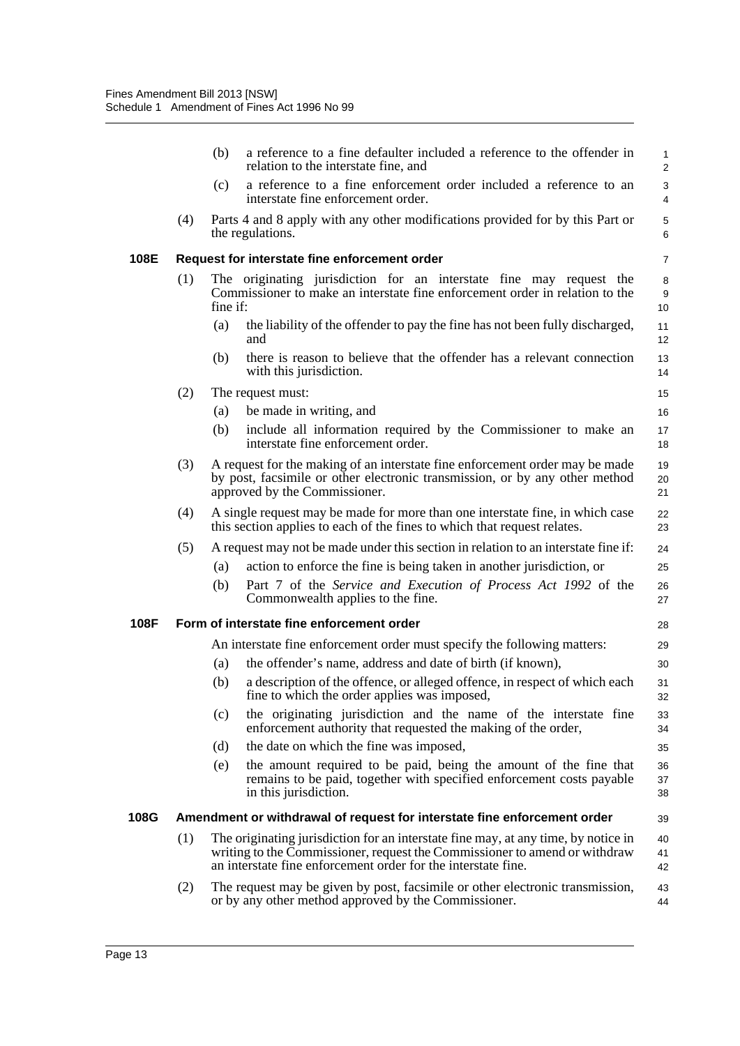(b) a reference to a fine defaulter included a reference to the offender in relation to the interstate fine, and

(c) a reference to a fine enforcement order included a reference to an interstate fine enforcement order.

(4) Parts 4 and 8 apply with any other modifications provided for by this Part or the regulations.

### 108E Request for interstate fine enforcement order

(1) The originating jurisdiction for an interstate fine may request the Commissioner to make an interstate fine enforcement order in relation to the fine if:

(a) the liability of the offender to pay the fine has not been fully discharged, and

(b) there is reason to believe that the offender has a relevant connection with this jurisdiction.

(2) The request must:

(a) be made in writing, and

(b) include all information required by the Commissioner to make an interstate fine enforcement order.

(3) A request for the making of an interstate fine enforcement order may be made by post, facsimile or other electronic transmission, or by any other method approved by the Commissioner.

(4) A single request may be made for more than one interstate fine, in which case this section applies to each of the fines to which that request relates.

(5) A request may not be made under this section in relation to an interstate fine if:

(a) action to enforce the fine is being taken in another jurisdiction, or

(b) Part 7 of the *Service and Execution of Process Act 1992* of the Commonwealth applies to the fine.

### 108F Form of interstate fine enforcement order

An interstate fine enforcement order must specify the following matters:

(a) the offender's name, address and date of birth (if known),

(b) a description of the offence, or alleged offence, in respect of which each fine to which the order applies was imposed,

(c) the originating jurisdiction and the name of the interstate fine enforcement authority that requested the making of the order,

(d) the date on which the fine was imposed,

(e) the amount required to be paid, being the amount of the fine that remains to be paid, together with specified enforcement costs payable in this jurisdiction.

### 108G Amendment or withdrawal of request for interstate fine enforcement order

(1) The originating jurisdiction for an interstate fine may, at any time, by notice in writing to the Commissioner, request the Commissioner to amend or withdraw an interstate fine enforcement order for the interstate fine.

(2) The request may be given by post, facsimile or other electronic transmission, or by any other method approved by the Commissioner.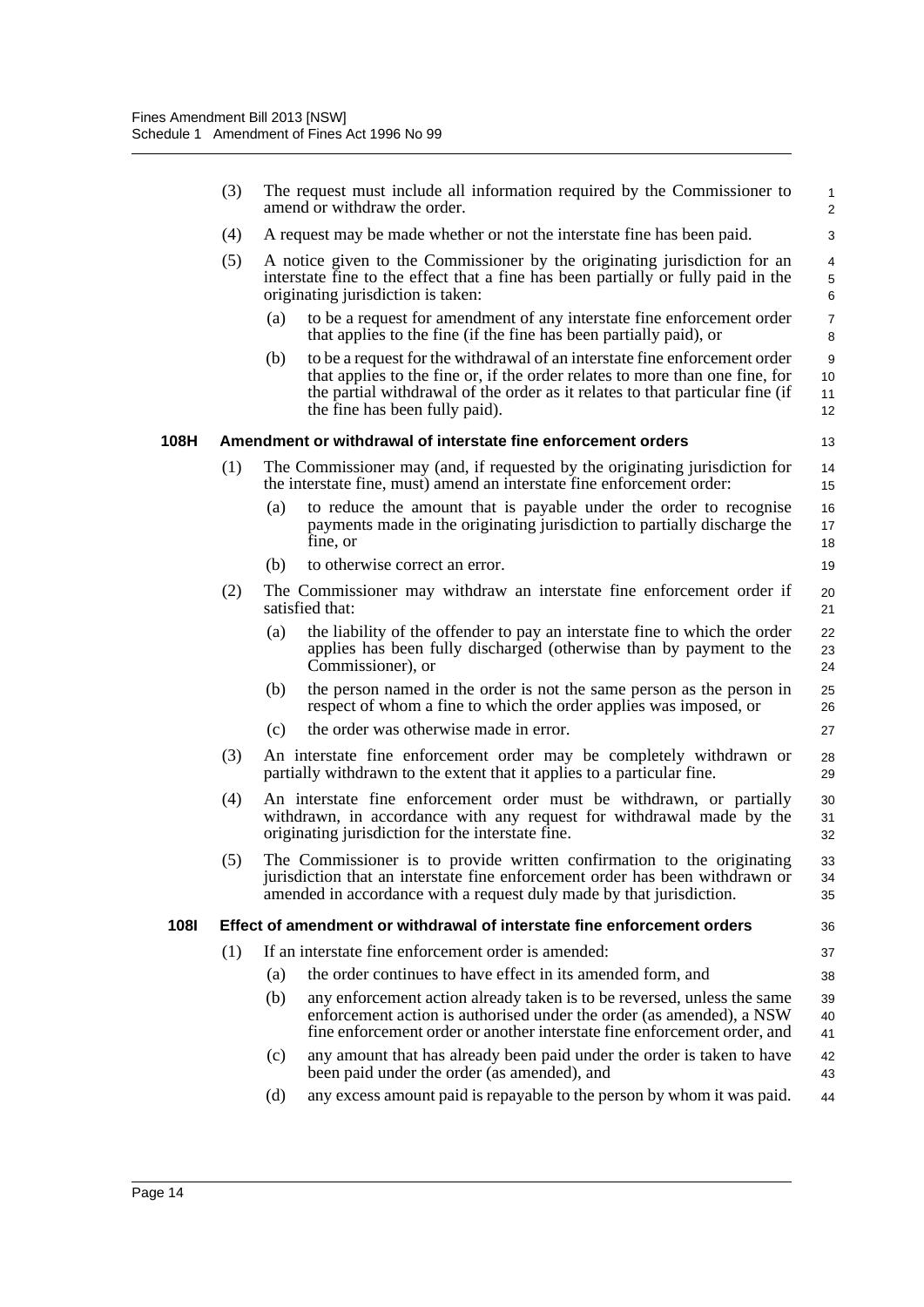(3) The request must include all information required by the Commissioner to amend or withdraw the order.

(4) A request may be made whether or not the interstate fine has been paid.

(5) A notice given to the Commissioner by the originating jurisdiction for an interstate fine to the effect that a fine has been partially or fully paid in the originating jurisdiction is taken:

- (a) to be a request for amendment of any interstate fine enforcement order that applies to the fine (if the fine has been partially paid), or
- (b) to be a request for the withdrawal of an interstate fine enforcement order that applies to the fine or, if the order relates to more than one fine, for the partial withdrawal of the order as it relates to that particular fine (if the fine has been fully paid).

### 108H Amendment or withdrawal of interstate fine enforcement orders

(1) The Commissioner may (and, if requested by the originating jurisdiction for the interstate fine, must) amend an interstate fine enforcement order:

- (a) to reduce the amount that is payable under the order to recognise payments made in the originating jurisdiction to partially discharge the fine, or
- (b) to otherwise correct an error.

(2) The Commissioner may withdraw an interstate fine enforcement order if satisfied that:

- (a) the liability of the offender to pay an interstate fine to which the order applies has been fully discharged (otherwise than by payment to the Commissioner), or
- (b) the person named in the order is not the same person as the person in respect of whom a fine to which the order applies was imposed, or
- (c) the order was otherwise made in error.

(3) An interstate fine enforcement order may be completely withdrawn or partially withdrawn to the extent that it applies to a particular fine.

(4) An interstate fine enforcement order must be withdrawn, or partially withdrawn, in accordance with any request for withdrawal made by the originating jurisdiction for the interstate fine.

(5) The Commissioner is to provide written confirmation to the originating jurisdiction that an interstate fine enforcement order has been withdrawn or amended in accordance with a request duly made by that jurisdiction.

### 108I Effect of amendment or withdrawal of interstate fine enforcement orders

(1) If an interstate fine enforcement order is amended:

- (a) the order continues to have effect in its amended form, and
- (b) any enforcement action already taken is to be reversed, unless the same enforcement action is authorised under the order (as amended), a NSW fine enforcement order or another interstate fine enforcement order, and
- (c) any amount that has already been paid under the order is taken to have been paid under the order (as amended), and
- (d) any excess amount paid is repayable to the person by whom it was paid.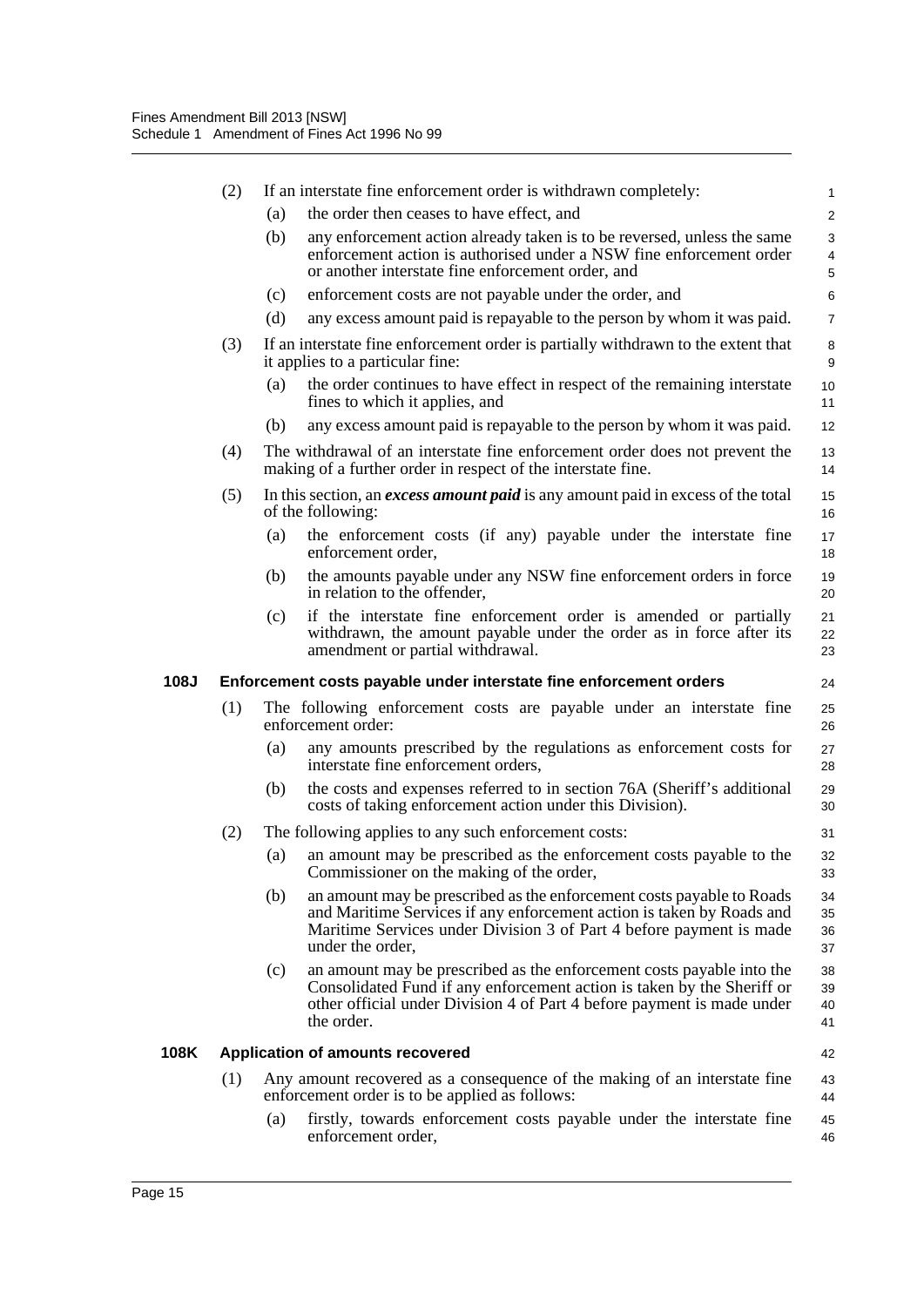(2) If an interstate fine enforcement order is withdrawn completely:

(a) the order then ceases to have effect, and

(b) any enforcement action already taken is to be reversed, unless the same enforcement action is authorised under a NSW fine enforcement order or another interstate fine enforcement order, and

(c) enforcement costs are not payable under the order, and

(d) any excess amount paid is repayable to the person by whom it was paid.

(3) If an interstate fine enforcement order is partially withdrawn to the extent that it applies to a particular fine:

(a) the order continues to have effect in respect of the remaining interstate fines to which it applies, and

(b) any excess amount paid is repayable to the person by whom it was paid.

(4) The withdrawal of an interstate fine enforcement order does not prevent the making of a further order in respect of the interstate fine.

(5) In this section, an ***excess amount paid*** is any amount paid in excess of the total of the following:

(a) the enforcement costs (if any) payable under the interstate fine enforcement order,

(b) the amounts payable under any NSW fine enforcement orders in force in relation to the offender,

(c) if the interstate fine enforcement order is amended or partially withdrawn, the amount payable under the order as in force after its amendment or partial withdrawal.

### 108J Enforcement costs payable under interstate fine enforcement orders

(1) The following enforcement costs are payable under an interstate fine enforcement order:

(a) any amounts prescribed by the regulations as enforcement costs for interstate fine enforcement orders,

(b) the costs and expenses referred to in section 76A (Sheriff's additional costs of taking enforcement action under this Division).

(2) The following applies to any such enforcement costs:

(a) an amount may be prescribed as the enforcement costs payable to the Commissioner on the making of the order,

(b) an amount may be prescribed as the enforcement costs payable to Roads and Maritime Services if any enforcement action is taken by Roads and Maritime Services under Division 3 of Part 4 before payment is made under the order,

(c) an amount may be prescribed as the enforcement costs payable into the Consolidated Fund if any enforcement action is taken by the Sheriff or other official under Division 4 of Part 4 before payment is made under the order.

### 108K Application of amounts recovered

(1) Any amount recovered as a consequence of the making of an interstate fine enforcement order is to be applied as follows:

(a) firstly, towards enforcement costs payable under the interstate fine enforcement order,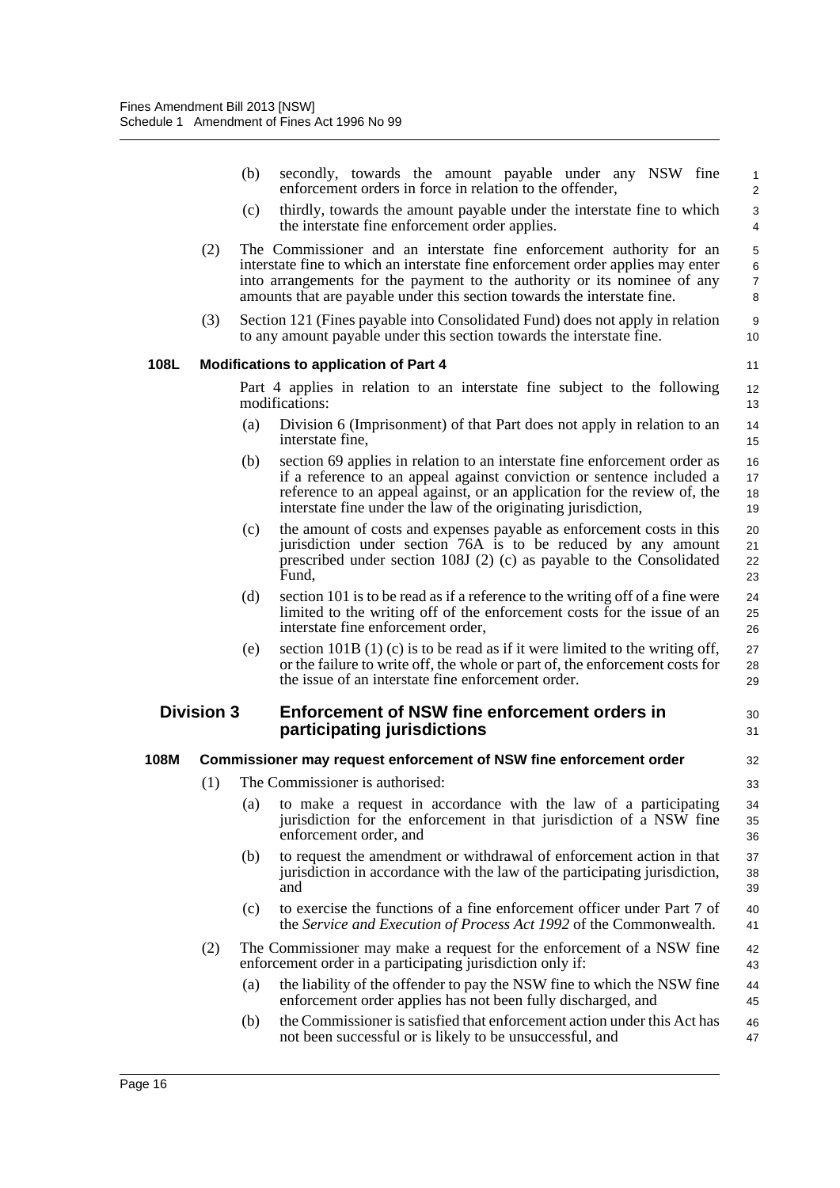(b) secondly, towards the amount payable under any NSW fine enforcement orders in force in relation to the offender,

(c) thirdly, towards the amount payable under the interstate fine to which the interstate fine enforcement order applies.

(2) The Commissioner and an interstate fine enforcement authority for an interstate fine to which an interstate fine enforcement order applies may enter into arrangements for the payment to the authority or its nominee of any amounts that are payable under this section towards the interstate fine.

(3) Section 121 (Fines payable into Consolidated Fund) does not apply in relation to any amount payable under this section towards the interstate fine.

**108L Modifications to application of Part 4**

Part 4 applies in relation to an interstate fine subject to the following modifications:

(a) Division 6 (Imprisonment) of that Part does not apply in relation to an interstate fine,

(b) section 69 applies in relation to an interstate fine enforcement order as if a reference to an appeal against conviction or sentence included a reference to an appeal against, or an application for the review of, the interstate fine under the law of the originating jurisdiction,

(c) the amount of costs and expenses payable as enforcement costs in this jurisdiction under section 76A is to be reduced by any amount prescribed under section 108J (2) (c) as payable to the Consolidated Fund,

(d) section 101 is to be read as if a reference to the writing off of a fine were limited to the writing off of the enforcement costs for the issue of an interstate fine enforcement order,

(e) section 101B (1) (c) is to be read as if it were limited to the writing off, or the failure to write off, the whole or part of, the enforcement costs for the issue of an interstate fine enforcement order.

## Division 3 Enforcement of NSW fine enforcement orders in participating jurisdictions

**108M Commissioner may request enforcement of NSW fine enforcement order**

(1) The Commissioner is authorised:

(a) to make a request in accordance with the law of a participating jurisdiction for the enforcement in that jurisdiction of a NSW fine enforcement order, and

(b) to request the amendment or withdrawal of enforcement action in that jurisdiction in accordance with the law of the participating jurisdiction, and

(c) to exercise the functions of a fine enforcement officer under Part 7 of the *Service and Execution of Process Act 1992* of the Commonwealth.

(2) The Commissioner may make a request for the enforcement of a NSW fine enforcement order in a participating jurisdiction only if:

(a) the liability of the offender to pay the NSW fine to which the NSW fine enforcement order applies has not been fully discharged, and

(b) the Commissioner is satisfied that enforcement action under this Act has not been successful or is likely to be unsuccessful, and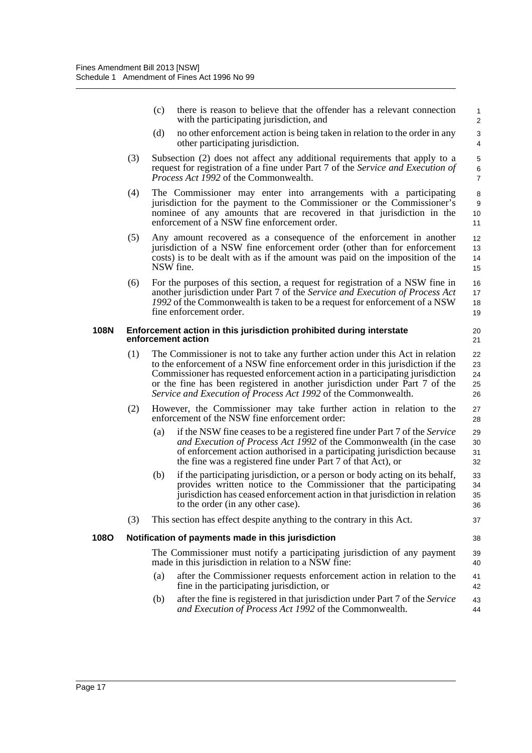(c) there is reason to believe that the offender has a relevant connection with the participating jurisdiction, and

(d) no other enforcement action is being taken in relation to the order in any other participating jurisdiction.

(3) Subsection (2) does not affect any additional requirements that apply to a request for registration of a fine under Part 7 of the *Service and Execution of Process Act 1992* of the Commonwealth.

(4) The Commissioner may enter into arrangements with a participating jurisdiction for the payment to the Commissioner or the Commissioner's nominee of any amounts that are recovered in that jurisdiction in the enforcement of a NSW fine enforcement order.

(5) Any amount recovered as a consequence of the enforcement in another jurisdiction of a NSW fine enforcement order (other than for enforcement costs) is to be dealt with as if the amount was paid on the imposition of the NSW fine.

(6) For the purposes of this section, a request for registration of a NSW fine in another jurisdiction under Part 7 of the *Service and Execution of Process Act 1992* of the Commonwealth is taken to be a request for enforcement of a NSW fine enforcement order.

**108N Enforcement action in this jurisdiction prohibited during interstate enforcement action**

(1) The Commissioner is not to take any further action under this Act in relation to the enforcement of a NSW fine enforcement order in this jurisdiction if the Commissioner has requested enforcement action in a participating jurisdiction or the fine has been registered in another jurisdiction under Part 7 of the *Service and Execution of Process Act 1992* of the Commonwealth.

(2) However, the Commissioner may take further action in relation to the enforcement of the NSW fine enforcement order:

(a) if the NSW fine ceases to be a registered fine under Part 7 of the *Service and Execution of Process Act 1992* of the Commonwealth (in the case of enforcement action authorised in a participating jurisdiction because the fine was a registered fine under Part 7 of that Act), or

(b) if the participating jurisdiction, or a person or body acting on its behalf, provides written notice to the Commissioner that the participating jurisdiction has ceased enforcement action in that jurisdiction in relation to the order (in any other case).

(3) This section has effect despite anything to the contrary in this Act.

**108O Notification of payments made in this jurisdiction**

The Commissioner must notify a participating jurisdiction of any payment made in this jurisdiction in relation to a NSW fine:

(a) after the Commissioner requests enforcement action in relation to the fine in the participating jurisdiction, or

(b) after the fine is registered in that jurisdiction under Part 7 of the *Service and Execution of Process Act 1992* of the Commonwealth.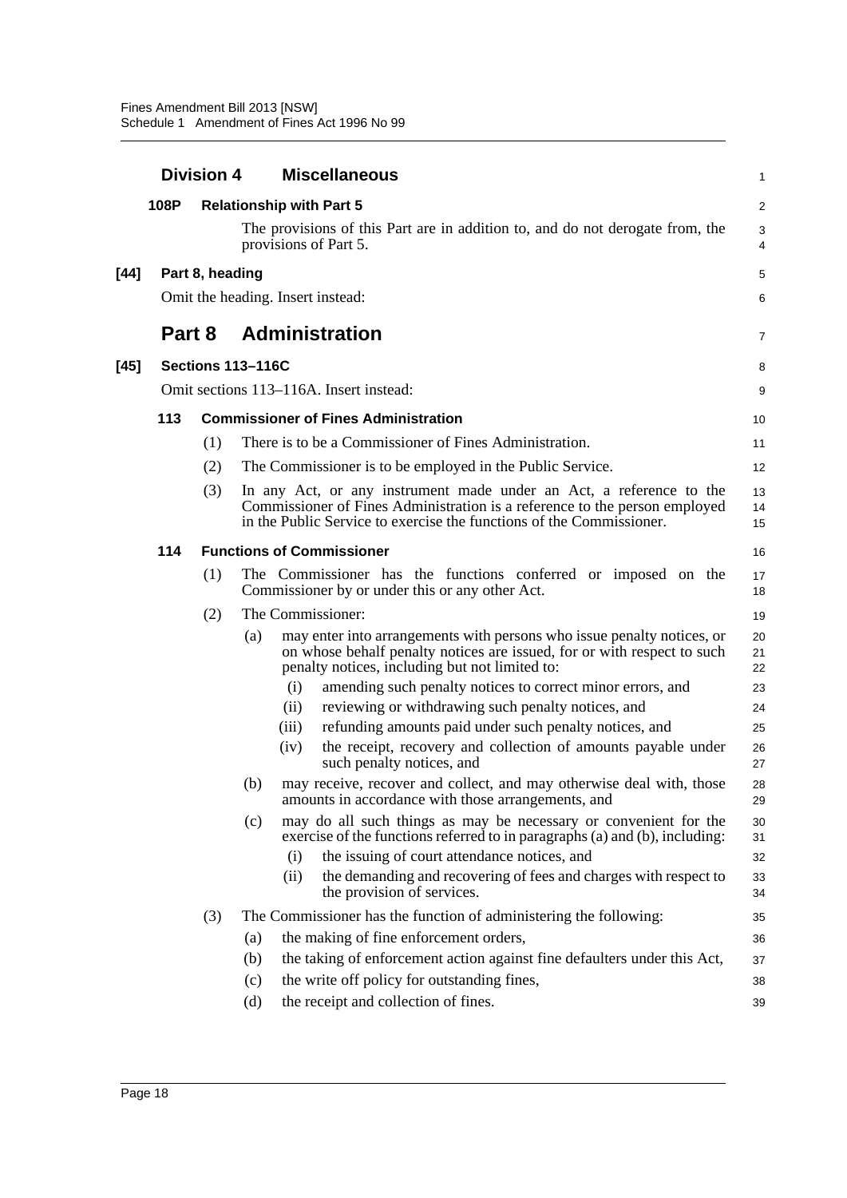### Division 4 Miscellaneous

**108P Relationship with Part 5**

The provisions of this Part are in addition to, and do not derogate from, the provisions of Part 5.

**[44] Part 8, heading**

Omit the heading. Insert instead:

## Part 8 Administration

**[45] Sections 113–116C**

Omit sections 113–116A. Insert instead:

**113 Commissioner of Fines Administration**

(1) There is to be a Commissioner of Fines Administration.

(2) The Commissioner is to be employed in the Public Service.

(3) In any Act, or any instrument made under an Act, a reference to the Commissioner of Fines Administration is a reference to the person employed in the Public Service to exercise the functions of the Commissioner.

**114 Functions of Commissioner**

(1) The Commissioner has the functions conferred or imposed on the Commissioner by or under this or any other Act.

(2) The Commissioner:

- (a) may enter into arrangements with persons who issue penalty notices, or on whose behalf penalty notices are issued, for or with respect to such penalty notices, including but not limited to:
  - (i) amending such penalty notices to correct minor errors, and
  - (ii) reviewing or withdrawing such penalty notices, and
  - (iii) refunding amounts paid under such penalty notices, and
  - (iv) the receipt, recovery and collection of amounts payable under such penalty notices, and
- (b) may receive, recover and collect, and may otherwise deal with, those amounts in accordance with those arrangements, and
- (c) may do all such things as may be necessary or convenient for the exercise of the functions referred to in paragraphs (a) and (b), including:
  - (i) the issuing of court attendance notices, and
  - (ii) the demanding and recovering of fees and charges with respect to the provision of services.

(3) The Commissioner has the function of administering the following:

- (a) the making of fine enforcement orders,
- (b) the taking of enforcement action against fine defaulters under this Act,
- (c) the write off policy for outstanding fines,
- (d) the receipt and collection of fines.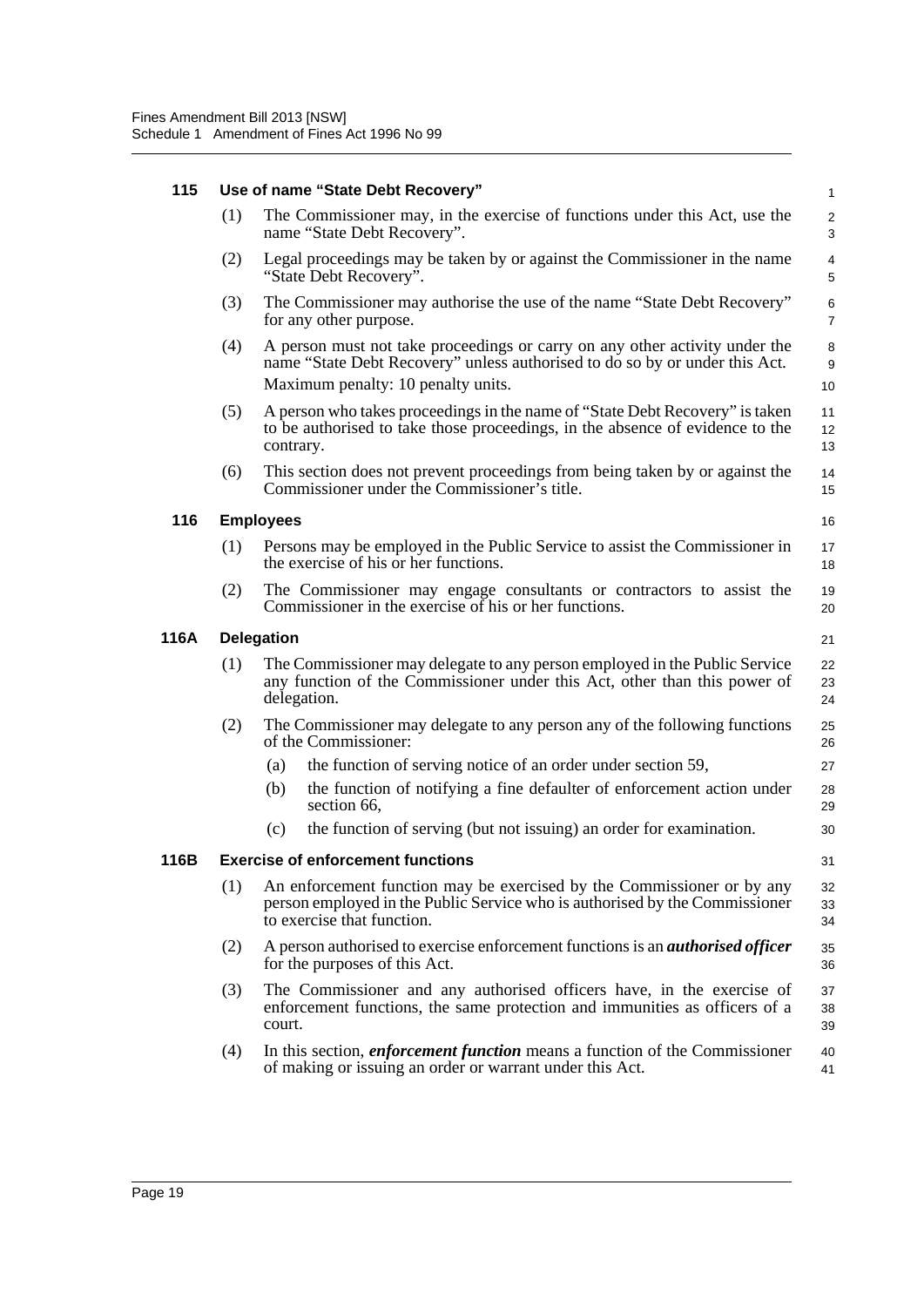**115 Use of name "State Debt Recovery"**

(1) The Commissioner may, in the exercise of functions under this Act, use the name "State Debt Recovery".

(2) Legal proceedings may be taken by or against the Commissioner in the name "State Debt Recovery".

(3) The Commissioner may authorise the use of the name "State Debt Recovery" for any other purpose.

(4) A person must not take proceedings or carry on any other activity under the name "State Debt Recovery" unless authorised to do so by or under this Act.

Maximum penalty: 10 penalty units.

(5) A person who takes proceedings in the name of "State Debt Recovery" is taken to be authorised to take those proceedings, in the absence of evidence to the contrary.

(6) This section does not prevent proceedings from being taken by or against the Commissioner under the Commissioner's title.

**116 Employees**

(1) Persons may be employed in the Public Service to assist the Commissioner in the exercise of his or her functions.

(2) The Commissioner may engage consultants or contractors to assist the Commissioner in the exercise of his or her functions.

**116A Delegation**

(1) The Commissioner may delegate to any person employed in the Public Service any function of the Commissioner under this Act, other than this power of delegation.

(2) The Commissioner may delegate to any person any of the following functions of the Commissioner:

(a) the function of serving notice of an order under section 59,

(b) the function of notifying a fine defaulter of enforcement action under section 66,

(c) the function of serving (but not issuing) an order for examination.

**116B Exercise of enforcement functions**

(1) An enforcement function may be exercised by the Commissioner or by any person employed in the Public Service who is authorised by the Commissioner to exercise that function.

(2) A person authorised to exercise enforcement functions is an ***authorised officer*** for the purposes of this Act.

(3) The Commissioner and any authorised officers have, in the exercise of enforcement functions, the same protection and immunities as officers of a court.

(4) In this section, ***enforcement function*** means a function of the Commissioner of making or issuing an order or warrant under this Act.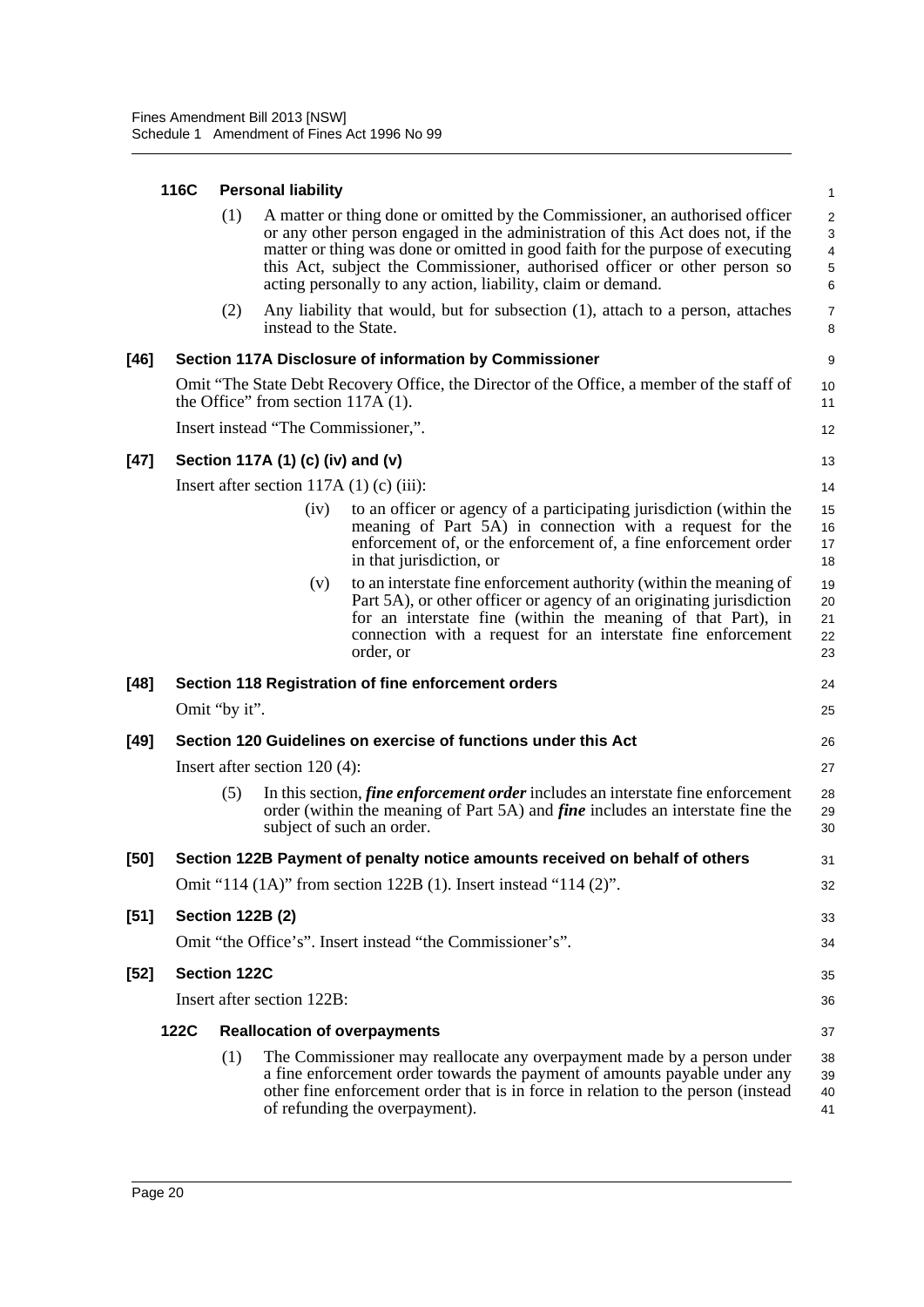#### 116C Personal liability

(1) A matter or thing done or omitted by the Commissioner, an authorised officer or any other person engaged in the administration of this Act does not, if the matter or thing was done or omitted in good faith for the purpose of executing this Act, subject the Commissioner, authorised officer or other person so acting personally to any action, liability, claim or demand.

(2) Any liability that would, but for subsection (1), attach to a person, attaches instead to the State.

### [46] Section 117A Disclosure of information by Commissioner

Omit "The State Debt Recovery Office, the Director of the Office, a member of the staff of the Office" from section 117A (1).

Insert instead "The Commissioner,".

### [47] Section 117A (1) (c) (iv) and (v)

Insert after section 117A (1) (c) (iii):

(iv) to an officer or agency of a participating jurisdiction (within the meaning of Part 5A) in connection with a request for the enforcement of, or the enforcement of, a fine enforcement order in that jurisdiction, or

(v) to an interstate fine enforcement authority (within the meaning of Part 5A), or other officer or agency of an originating jurisdiction for an interstate fine (within the meaning of that Part), in connection with a request for an interstate fine enforcement order, or

### [48] Section 118 Registration of fine enforcement orders

Omit "by it".

### [49] Section 120 Guidelines on exercise of functions under this Act

Insert after section 120 (4):

(5) In this section, ***fine enforcement order*** includes an interstate fine enforcement order (within the meaning of Part 5A) and ***fine*** includes an interstate fine the subject of such an order.

### [50] Section 122B Payment of penalty notice amounts received on behalf of others

Omit "114 (1A)" from section 122B (1). Insert instead "114 (2)".

### [51] Section 122B (2)

Omit "the Office's". Insert instead "the Commissioner's".

### [52] Section 122C

Insert after section 122B:

#### 122C Reallocation of overpayments

(1) The Commissioner may reallocate any overpayment made by a person under a fine enforcement order towards the payment of amounts payable under any other fine enforcement order that is in force in relation to the person (instead of refunding the overpayment).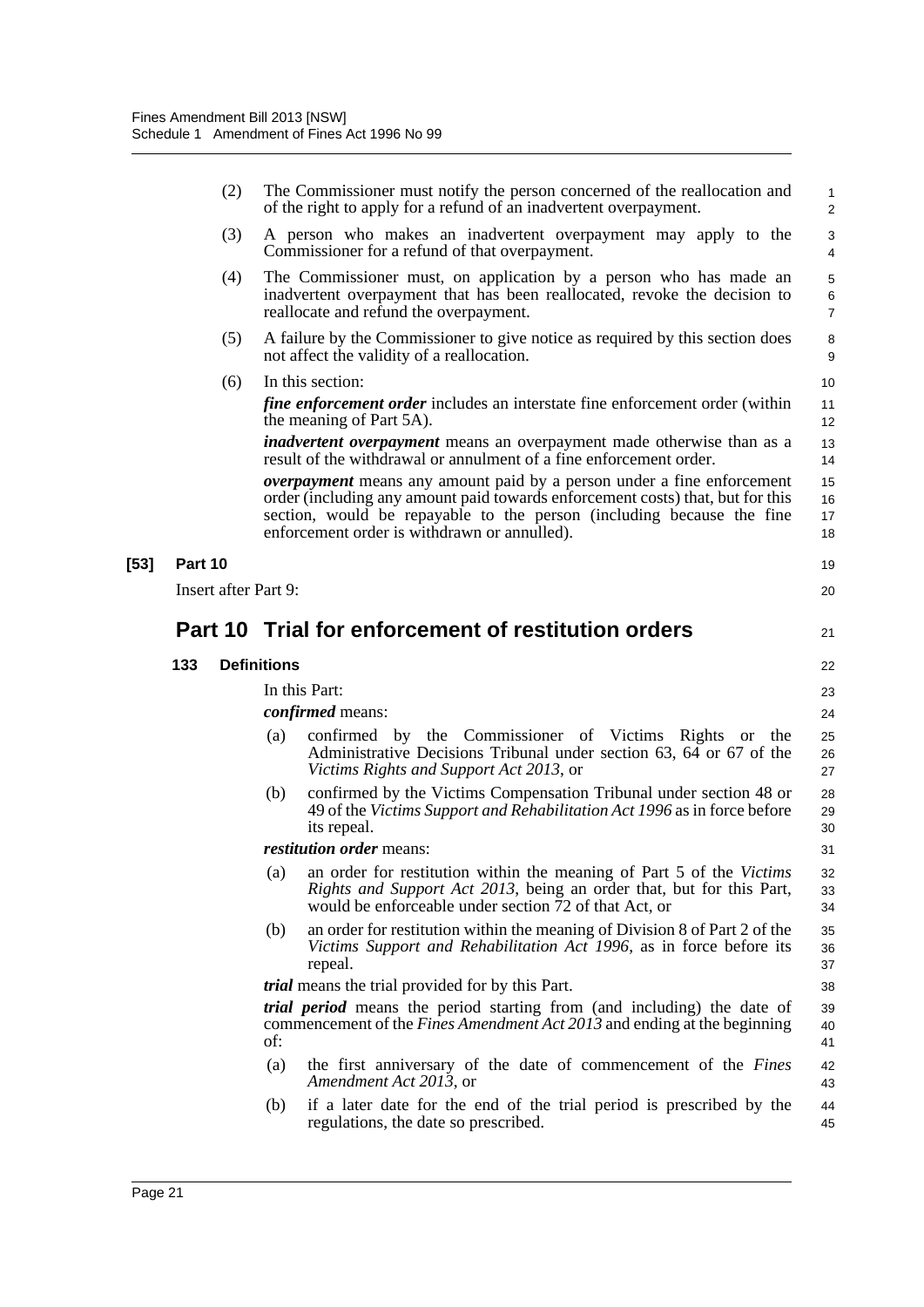(2) The Commissioner must notify the person concerned of the reallocation and of the right to apply for a refund of an inadvertent overpayment.

(3) A person who makes an inadvertent overpayment may apply to the Commissioner for a refund of that overpayment.

(4) The Commissioner must, on application by a person who has made an inadvertent overpayment that has been reallocated, revoke the decision to reallocate and refund the overpayment.

(5) A failure by the Commissioner to give notice as required by this section does not affect the validity of a reallocation.

(6) In this section:

***fine enforcement order*** includes an interstate fine enforcement order (within the meaning of Part 5A).

***inadvertent overpayment*** means an overpayment made otherwise than as a result of the withdrawal or annulment of a fine enforcement order.

***overpayment*** means any amount paid by a person under a fine enforcement order (including any amount paid towards enforcement costs) that, but for this section, would be repayable to the person (including because the fine enforcement order is withdrawn or annulled).

**[53] Part 10**

Insert after Part 9:

## Part 10 Trial for enforcement of restitution orders

### 133 Definitions

In this Part:

***confirmed*** means:

(a) confirmed by the Commissioner of Victims Rights or the Administrative Decisions Tribunal under section 63, 64 or 67 of the *Victims Rights and Support Act 2013*, or

(b) confirmed by the Victims Compensation Tribunal under section 48 or 49 of the *Victims Support and Rehabilitation Act 1996* as in force before its repeal.

***restitution order*** means:

(a) an order for restitution within the meaning of Part 5 of the *Victims Rights and Support Act 2013*, being an order that, but for this Part, would be enforceable under section 72 of that Act, or

(b) an order for restitution within the meaning of Division 8 of Part 2 of the *Victims Support and Rehabilitation Act 1996*, as in force before its repeal.

***trial*** means the trial provided for by this Part.

***trial period*** means the period starting from (and including) the date of commencement of the *Fines Amendment Act 2013* and ending at the beginning of:

(a) the first anniversary of the date of commencement of the *Fines Amendment Act 2013*, or

(b) if a later date for the end of the trial period is prescribed by the regulations, the date so prescribed.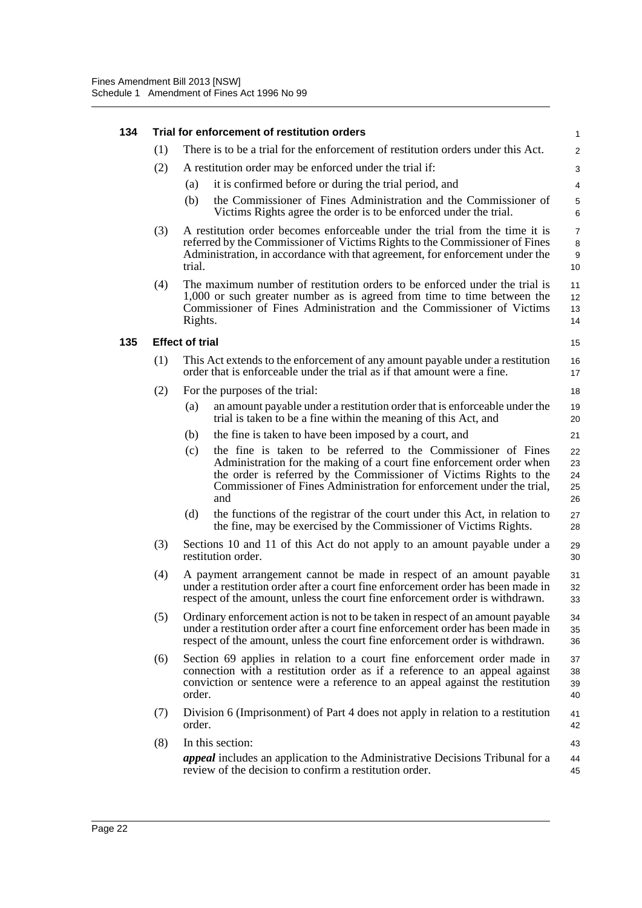### 134 Trial for enforcement of restitution orders

(1) There is to be a trial for the enforcement of restitution orders under this Act.

(2) A restitution order may be enforced under the trial if:

- (a) it is confirmed before or during the trial period, and
- (b) the Commissioner of Fines Administration and the Commissioner of Victims Rights agree the order is to be enforced under the trial.

(3) A restitution order becomes enforceable under the trial from the time it is referred by the Commissioner of Victims Rights to the Commissioner of Fines Administration, in accordance with that agreement, for enforcement under the trial.

(4) The maximum number of restitution orders to be enforced under the trial is 1,000 or such greater number as is agreed from time to time between the Commissioner of Fines Administration and the Commissioner of Victims Rights.

### 135 Effect of trial

(1) This Act extends to the enforcement of any amount payable under a restitution order that is enforceable under the trial as if that amount were a fine.

(2) For the purposes of the trial:

- (a) an amount payable under a restitution order that is enforceable under the trial is taken to be a fine within the meaning of this Act, and
- (b) the fine is taken to have been imposed by a court, and
- (c) the fine is taken to be referred to the Commissioner of Fines Administration for the making of a court fine enforcement order when the order is referred by the Commissioner of Victims Rights to the Commissioner of Fines Administration for enforcement under the trial, and
- (d) the functions of the registrar of the court under this Act, in relation to the fine, may be exercised by the Commissioner of Victims Rights.

(3) Sections 10 and 11 of this Act do not apply to an amount payable under a restitution order.

(4) A payment arrangement cannot be made in respect of an amount payable under a restitution order after a court fine enforcement order has been made in respect of the amount, unless the court fine enforcement order is withdrawn.

(5) Ordinary enforcement action is not to be taken in respect of an amount payable under a restitution order after a court fine enforcement order has been made in respect of the amount, unless the court fine enforcement order is withdrawn.

(6) Section 69 applies in relation to a court fine enforcement order made in connection with a restitution order as if a reference to an appeal against conviction or sentence were a reference to an appeal against the restitution order.

(7) Division 6 (Imprisonment) of Part 4 does not apply in relation to a restitution order.

(8) In this section:

***appeal*** includes an application to the Administrative Decisions Tribunal for a review of the decision to confirm a restitution order.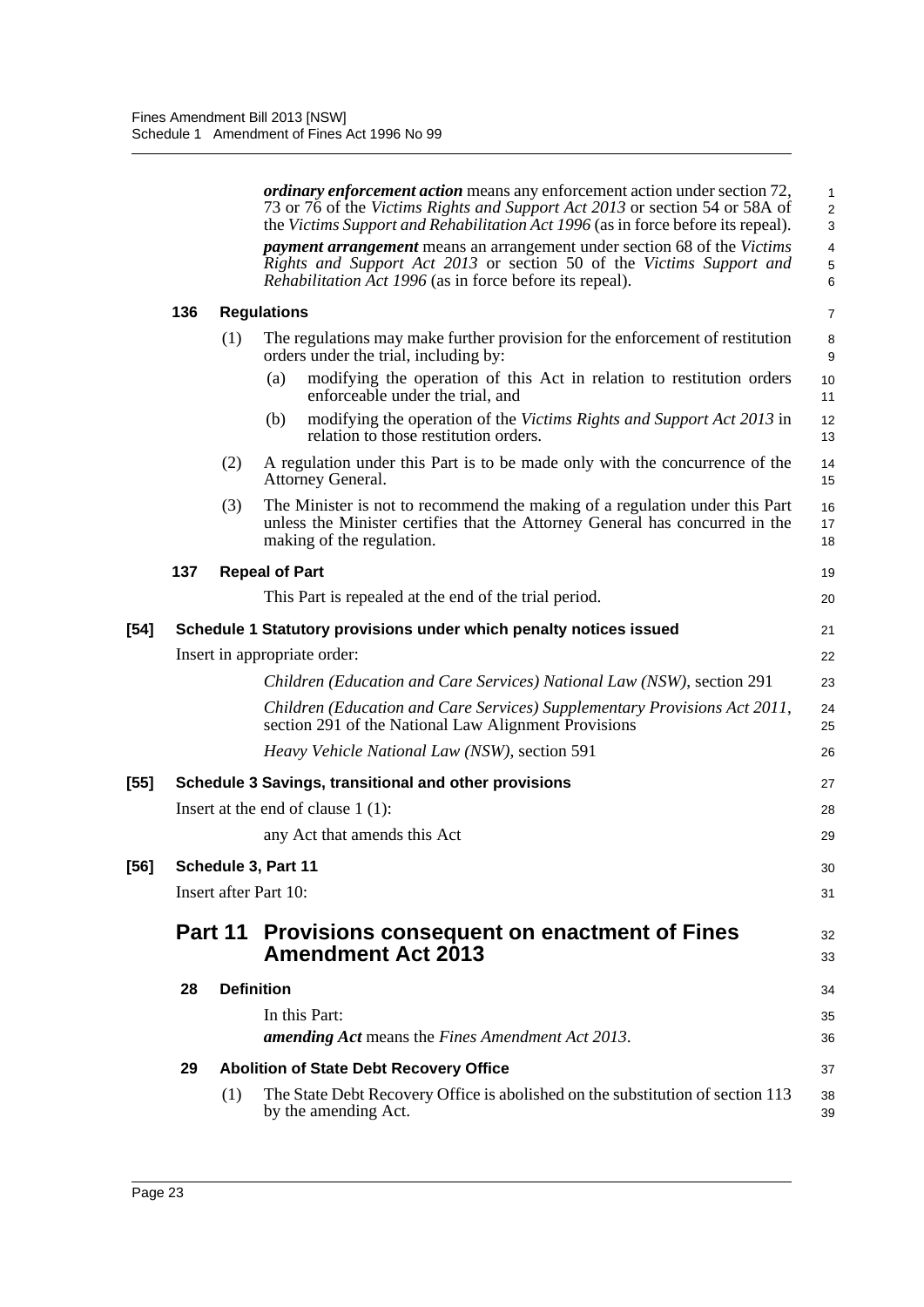***ordinary enforcement action*** means any enforcement action under section 72, 73 or 76 of the *Victims Rights and Support Act 2013* or section 54 or 58A of the *Victims Support and Rehabilitation Act 1996* (as in force before its repeal).

***payment arrangement*** means an arrangement under section 68 of the *Victims Rights and Support Act 2013* or section 50 of the *Victims Support and Rehabilitation Act 1996* (as in force before its repeal).

**136 Regulations**

(1) The regulations may make further provision for the enforcement of restitution orders under the trial, including by:

(a) modifying the operation of this Act in relation to restitution orders enforceable under the trial, and

(b) modifying the operation of the *Victims Rights and Support Act 2013* in relation to those restitution orders.

(2) A regulation under this Part is to be made only with the concurrence of the Attorney General.

(3) The Minister is not to recommend the making of a regulation under this Part unless the Minister certifies that the Attorney General has concurred in the making of the regulation.

**137 Repeal of Part**

This Part is repealed at the end of the trial period.

**[54] Schedule 1 Statutory provisions under which penalty notices issued**

Insert in appropriate order:

*Children (Education and Care Services) National Law (NSW)*, section 291

*Children (Education and Care Services) Supplementary Provisions Act 2011*, section 291 of the National Law Alignment Provisions

*Heavy Vehicle National Law (NSW)*, section 591

**[55] Schedule 3 Savings, transitional and other provisions**

Insert at the end of clause 1 (1):

any Act that amends this Act

**[56] Schedule 3, Part 11**

Insert after Part 10:

## Part 11 Provisions consequent on enactment of Fines Amendment Act 2013

**28 Definition**

In this Part:

***amending Act*** means the *Fines Amendment Act 2013*.

**29 Abolition of State Debt Recovery Office**

(1) The State Debt Recovery Office is abolished on the substitution of section 113 by the amending Act.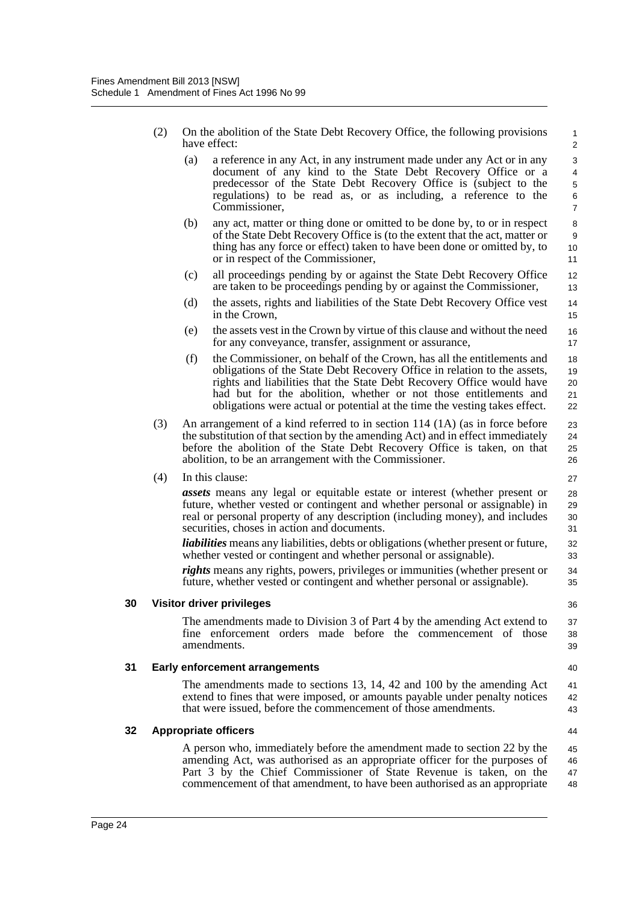(2) On the abolition of the State Debt Recovery Office, the following provisions have effect:

(a) a reference in any Act, in any instrument made under any Act or in any document of any kind to the State Debt Recovery Office or a predecessor of the State Debt Recovery Office is (subject to the regulations) to be read as, or as including, a reference to the Commissioner,

(b) any act, matter or thing done or omitted to be done by, to or in respect of the State Debt Recovery Office is (to the extent that the act, matter or thing has any force or effect) taken to have been done or omitted by, to or in respect of the Commissioner,

(c) all proceedings pending by or against the State Debt Recovery Office are taken to be proceedings pending by or against the Commissioner,

(d) the assets, rights and liabilities of the State Debt Recovery Office vest in the Crown,

(e) the assets vest in the Crown by virtue of this clause and without the need for any conveyance, transfer, assignment or assurance,

(f) the Commissioner, on behalf of the Crown, has all the entitlements and obligations of the State Debt Recovery Office in relation to the assets, rights and liabilities that the State Debt Recovery Office would have had but for the abolition, whether or not those entitlements and obligations were actual or potential at the time the vesting takes effect.

(3) An arrangement of a kind referred to in section 114 (1A) (as in force before the substitution of that section by the amending Act) and in effect immediately before the abolition of the State Debt Recovery Office is taken, on that abolition, to be an arrangement with the Commissioner.

(4) In this clause:

***assets*** means any legal or equitable estate or interest (whether present or future, whether vested or contingent and whether personal or assignable) in real or personal property of any description (including money), and includes securities, choses in action and documents.

***liabilities*** means any liabilities, debts or obligations (whether present or future, whether vested or contingent and whether personal or assignable).

***rights*** means any rights, powers, privileges or immunities (whether present or future, whether vested or contingent and whether personal or assignable).

**30 Visitor driver privileges**

The amendments made to Division 3 of Part 4 by the amending Act extend to fine enforcement orders made before the commencement of those amendments.

**31 Early enforcement arrangements**

The amendments made to sections 13, 14, 42 and 100 by the amending Act extend to fines that were imposed, or amounts payable under penalty notices that were issued, before the commencement of those amendments.

**32 Appropriate officers**

A person who, immediately before the amendment made to section 22 by the amending Act, was authorised as an appropriate officer for the purposes of Part 3 by the Chief Commissioner of State Revenue is taken, on the commencement of that amendment, to have been authorised as an appropriate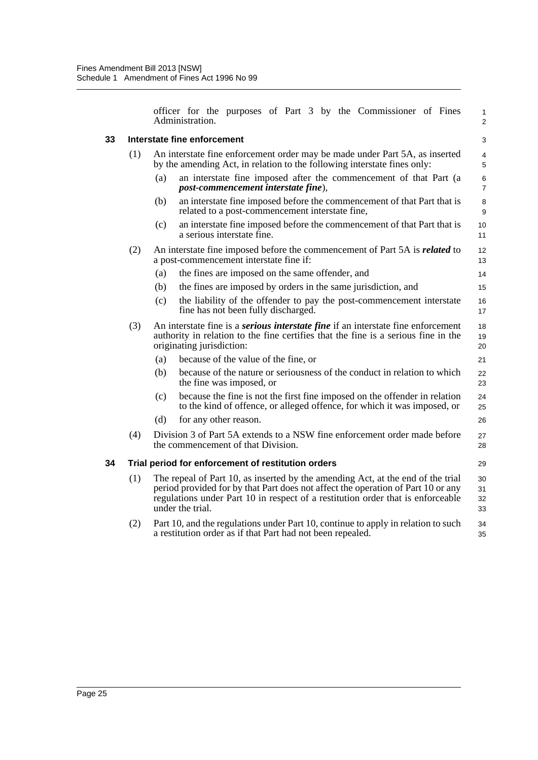officer for the purposes of Part 3 by the Commissioner of Fines Administration.

### 33 Interstate fine enforcement

(1) An interstate fine enforcement order may be made under Part 5A, as inserted by the amending Act, in relation to the following interstate fines only:

(a) an interstate fine imposed after the commencement of that Part (a ***post-commencement interstate fine***),

(b) an interstate fine imposed before the commencement of that Part that is related to a post-commencement interstate fine,

(c) an interstate fine imposed before the commencement of that Part that is a serious interstate fine.

(2) An interstate fine imposed before the commencement of Part 5A is ***related*** to a post-commencement interstate fine if:

(a) the fines are imposed on the same offender, and

(b) the fines are imposed by orders in the same jurisdiction, and

(c) the liability of the offender to pay the post-commencement interstate fine has not been fully discharged.

(3) An interstate fine is a ***serious interstate fine*** if an interstate fine enforcement authority in relation to the fine certifies that the fine is a serious fine in the originating jurisdiction:

(a) because of the value of the fine, or

(b) because of the nature or seriousness of the conduct in relation to which the fine was imposed, or

(c) because the fine is not the first fine imposed on the offender in relation to the kind of offence, or alleged offence, for which it was imposed, or

(d) for any other reason.

(4) Division 3 of Part 5A extends to a NSW fine enforcement order made before the commencement of that Division.

### 34 Trial period for enforcement of restitution orders

(1) The repeal of Part 10, as inserted by the amending Act, at the end of the trial period provided for by that Part does not affect the operation of Part 10 or any regulations under Part 10 in respect of a restitution order that is enforceable under the trial.

(2) Part 10, and the regulations under Part 10, continue to apply in relation to such a restitution order as if that Part had not been repealed.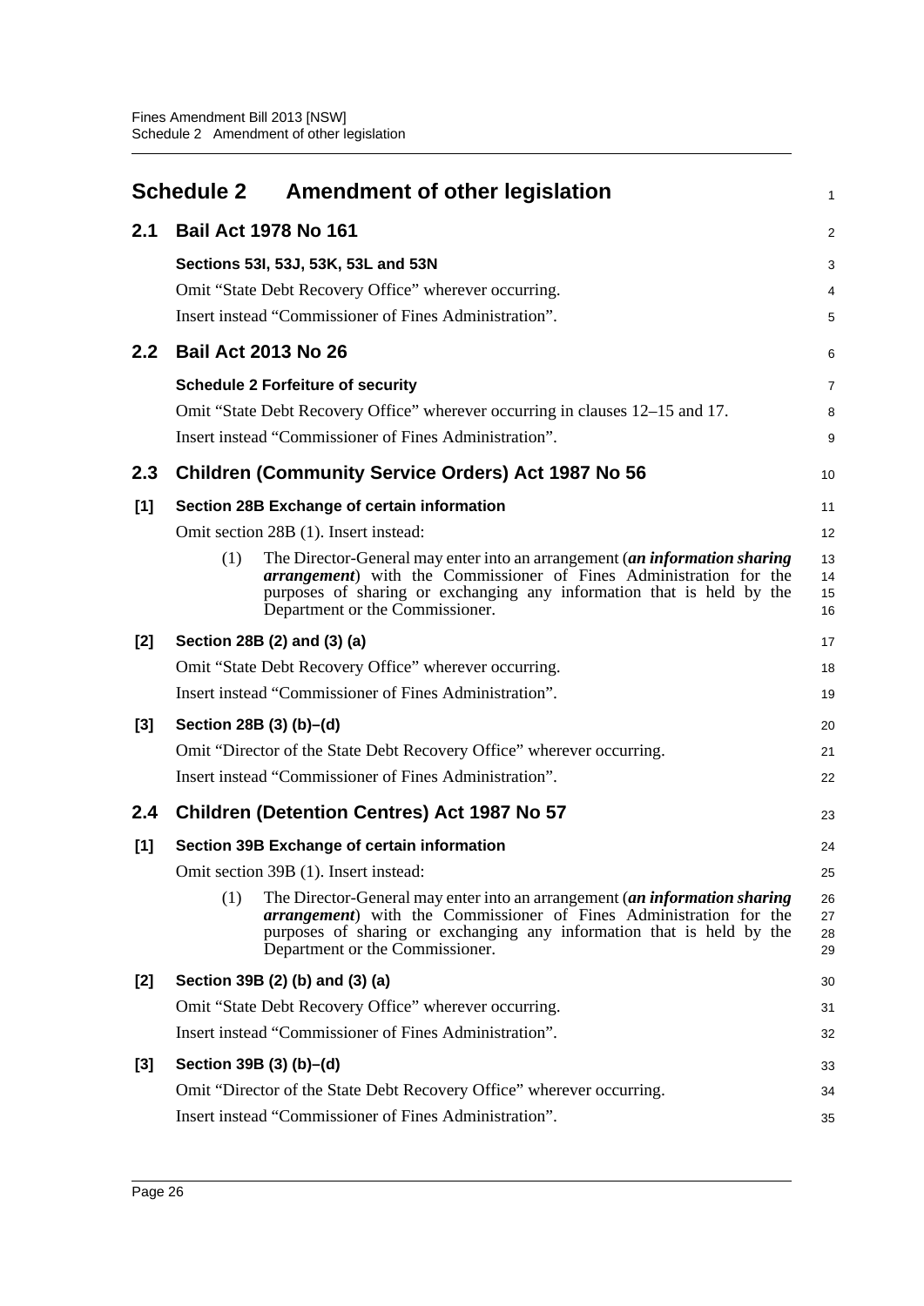## Schedule 2 Amendment of other legislation

### 2.1 Bail Act 1978 No 161

**Sections 53I, 53J, 53K, 53L and 53N**

Omit "State Debt Recovery Office" wherever occurring.

Insert instead "Commissioner of Fines Administration".

### 2.2 Bail Act 2013 No 26

**Schedule 2 Forfeiture of security**

Omit "State Debt Recovery Office" wherever occurring in clauses 12–15 and 17.

Insert instead "Commissioner of Fines Administration".

### 2.3 Children (Community Service Orders) Act 1987 No 56

**[1] Section 28B Exchange of certain information**

Omit section 28B (1). Insert instead:

> (1) The Director-General may enter into an arrangement (***an information sharing arrangement***) with the Commissioner of Fines Administration for the purposes of sharing or exchanging any information that is held by the Department or the Commissioner.

**[2] Section 28B (2) and (3) (a)**

Omit "State Debt Recovery Office" wherever occurring.

Insert instead "Commissioner of Fines Administration".

**[3] Section 28B (3) (b)–(d)**

Omit "Director of the State Debt Recovery Office" wherever occurring.

Insert instead "Commissioner of Fines Administration".

### 2.4 Children (Detention Centres) Act 1987 No 57

**[1] Section 39B Exchange of certain information**

Omit section 39B (1). Insert instead:

> (1) The Director-General may enter into an arrangement (***an information sharing arrangement***) with the Commissioner of Fines Administration for the purposes of sharing or exchanging any information that is held by the Department or the Commissioner.

**[2] Section 39B (2) (b) and (3) (a)**

Omit "State Debt Recovery Office" wherever occurring.

Insert instead "Commissioner of Fines Administration".

**[3] Section 39B (3) (b)–(d)**

Omit "Director of the State Debt Recovery Office" wherever occurring.

Insert instead "Commissioner of Fines Administration".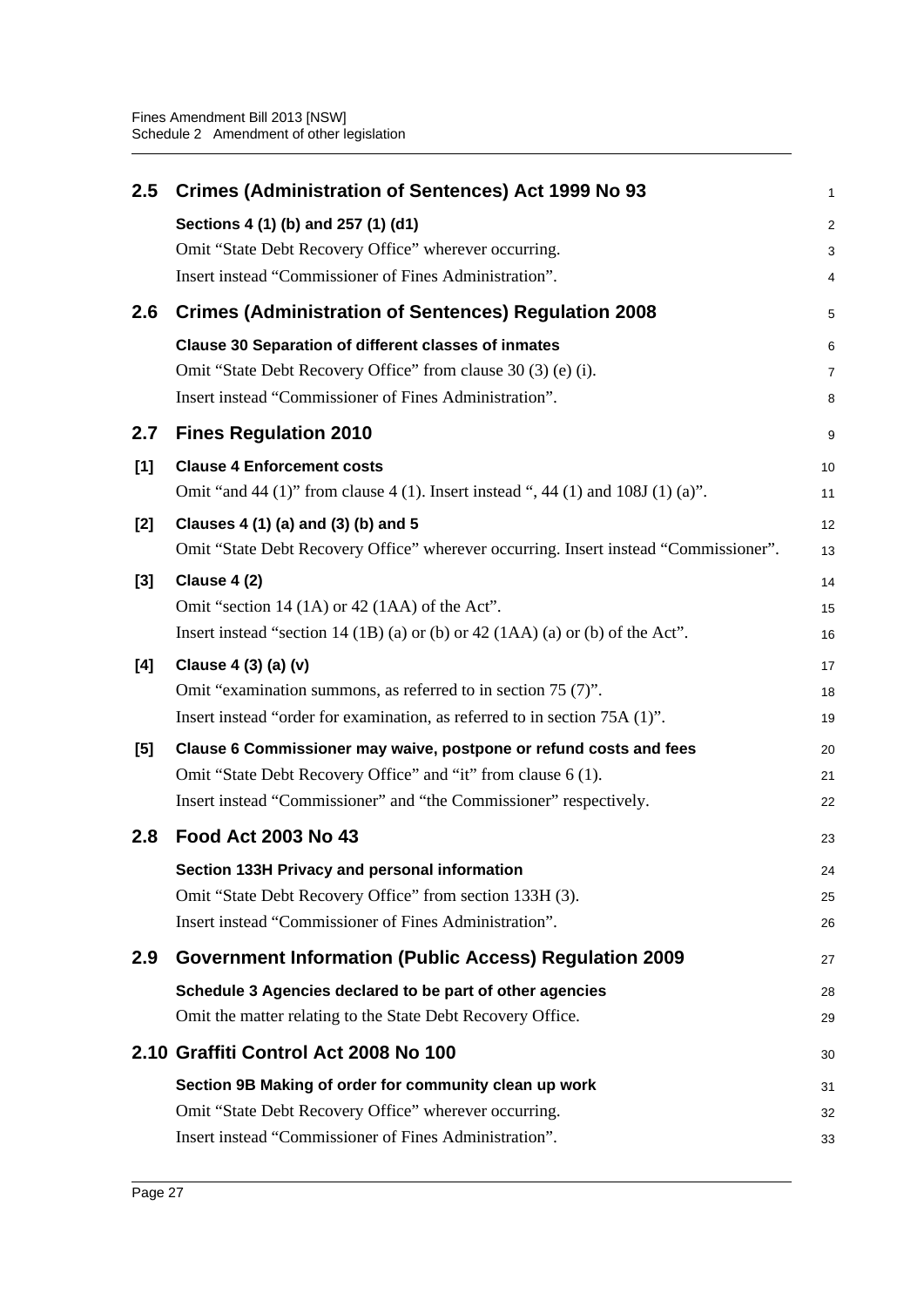## 2.5 Crimes (Administration of Sentences) Act 1999 No 93

**Sections 4 (1) (b) and 257 (1) (d1)**

Omit "State Debt Recovery Office" wherever occurring.

Insert instead "Commissioner of Fines Administration".

## 2.6 Crimes (Administration of Sentences) Regulation 2008

**Clause 30 Separation of different classes of inmates**

Omit "State Debt Recovery Office" from clause 30 (3) (e) (i).

Insert instead "Commissioner of Fines Administration".

## 2.7 Fines Regulation 2010

**[1] Clause 4 Enforcement costs**

Omit "and 44 (1)" from clause 4 (1). Insert instead ", 44 (1) and 108J (1) (a)".

**[2] Clauses 4 (1) (a) and (3) (b) and 5**

Omit "State Debt Recovery Office" wherever occurring. Insert instead "Commissioner".

**[3] Clause 4 (2)**

Omit "section 14 (1A) or 42 (1AA) of the Act".

Insert instead "section 14 (1B) (a) or (b) or 42 (1AA) (a) or (b) of the Act".

**[4] Clause 4 (3) (a) (v)**

Omit "examination summons, as referred to in section 75 (7)".

Insert instead "order for examination, as referred to in section 75A (1)".

**[5] Clause 6 Commissioner may waive, postpone or refund costs and fees**

Omit "State Debt Recovery Office" and "it" from clause 6 (1).

Insert instead "Commissioner" and "the Commissioner" respectively.

## 2.8 Food Act 2003 No 43

**Section 133H Privacy and personal information**

Omit "State Debt Recovery Office" from section 133H (3).

Insert instead "Commissioner of Fines Administration".

## 2.9 Government Information (Public Access) Regulation 2009

**Schedule 3 Agencies declared to be part of other agencies**

Omit the matter relating to the State Debt Recovery Office.

## 2.10 Graffiti Control Act 2008 No 100

**Section 9B Making of order for community clean up work**

Omit "State Debt Recovery Office" wherever occurring.

Insert instead "Commissioner of Fines Administration".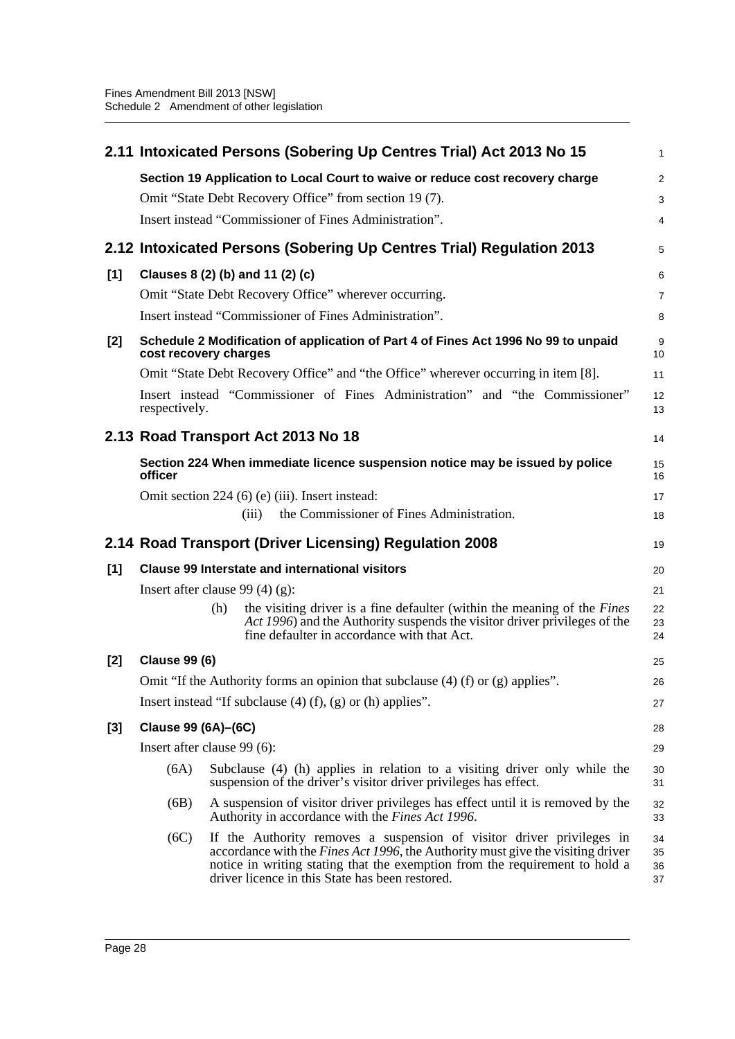## 2.11 Intoxicated Persons (Sobering Up Centres Trial) Act 2013 No 15

**Section 19 Application to Local Court to waive or reduce cost recovery charge**

Omit "State Debt Recovery Office" from section 19 (7).

Insert instead "Commissioner of Fines Administration".

## 2.12 Intoxicated Persons (Sobering Up Centres Trial) Regulation 2013

**[1] Clauses 8 (2) (b) and 11 (2) (c)**

Omit "State Debt Recovery Office" wherever occurring.

Insert instead "Commissioner of Fines Administration".

**[2] Schedule 2 Modification of application of Part 4 of Fines Act 1996 No 99 to unpaid cost recovery charges**

Omit "State Debt Recovery Office" and "the Office" wherever occurring in item [8].

Insert instead "Commissioner of Fines Administration" and "the Commissioner" respectively.

## 2.13 Road Transport Act 2013 No 18

**Section 224 When immediate licence suspension notice may be issued by police officer**

Omit section 224 (6) (e) (iii). Insert instead:

(iii) the Commissioner of Fines Administration.

## 2.14 Road Transport (Driver Licensing) Regulation 2008

**[1] Clause 99 Interstate and international visitors**

Insert after clause 99 (4) (g):

(h) the visiting driver is a fine defaulter (within the meaning of the *Fines Act 1996*) and the Authority suspends the visitor driver privileges of the fine defaulter in accordance with that Act.

**[2] Clause 99 (6)**

Omit "If the Authority forms an opinion that subclause (4) (f) or (g) applies".

Insert instead "If subclause (4) (f), (g) or (h) applies".

**[3] Clause 99 (6A)–(6C)**

Insert after clause 99 (6):

(6A) Subclause (4) (h) applies in relation to a visiting driver only while the suspension of the driver's visitor driver privileges has effect.

(6B) A suspension of visitor driver privileges has effect until it is removed by the Authority in accordance with the *Fines Act 1996*.

(6C) If the Authority removes a suspension of visitor driver privileges in accordance with the *Fines Act 1996*, the Authority must give the visiting driver notice in writing stating that the exemption from the requirement to hold a driver licence in this State has been restored.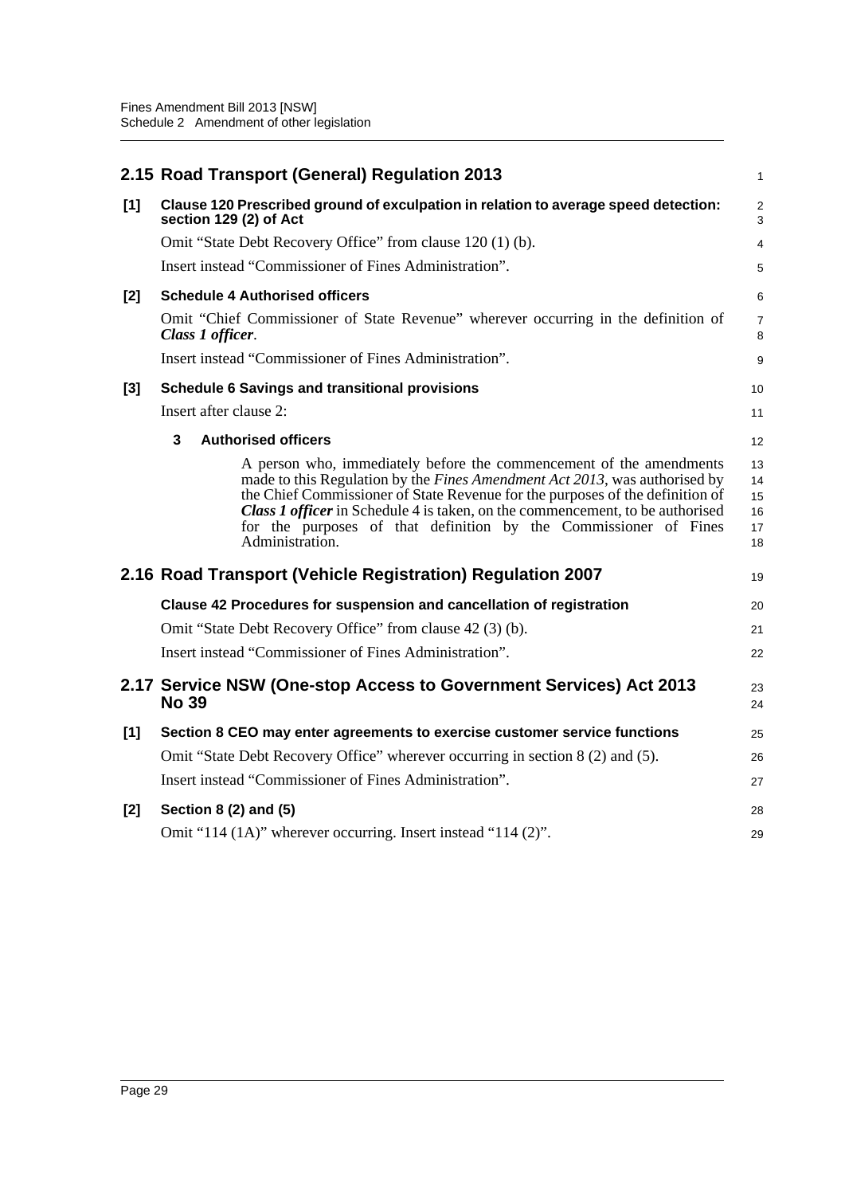## 2.15 Road Transport (General) Regulation 2013

**[1] Clause 120 Prescribed ground of exculpation in relation to average speed detection: section 129 (2) of Act**

Omit "State Debt Recovery Office" from clause 120 (1) (b).

Insert instead "Commissioner of Fines Administration".

**[2] Schedule 4 Authorised officers**

Omit "Chief Commissioner of State Revenue" wherever occurring in the definition of ***Class 1 officer***.

Insert instead "Commissioner of Fines Administration".

**[3] Schedule 6 Savings and transitional provisions**

Insert after clause 2:

**3 Authorised officers**

A person who, immediately before the commencement of the amendments made to this Regulation by the *Fines Amendment Act 2013*, was authorised by the Chief Commissioner of State Revenue for the purposes of the definition of ***Class 1 officer*** in Schedule 4 is taken, on the commencement, to be authorised for the purposes of that definition by the Commissioner of Fines Administration.

## 2.16 Road Transport (Vehicle Registration) Regulation 2007

**Clause 42 Procedures for suspension and cancellation of registration**

Omit "State Debt Recovery Office" from clause 42 (3) (b).

Insert instead "Commissioner of Fines Administration".

## 2.17 Service NSW (One-stop Access to Government Services) Act 2013 No 39

**[1] Section 8 CEO may enter agreements to exercise customer service functions**

Omit "State Debt Recovery Office" wherever occurring in section 8 (2) and (5).

Insert instead "Commissioner of Fines Administration".

**[2] Section 8 (2) and (5)**

Omit "114 (1A)" wherever occurring. Insert instead "114 (2)".